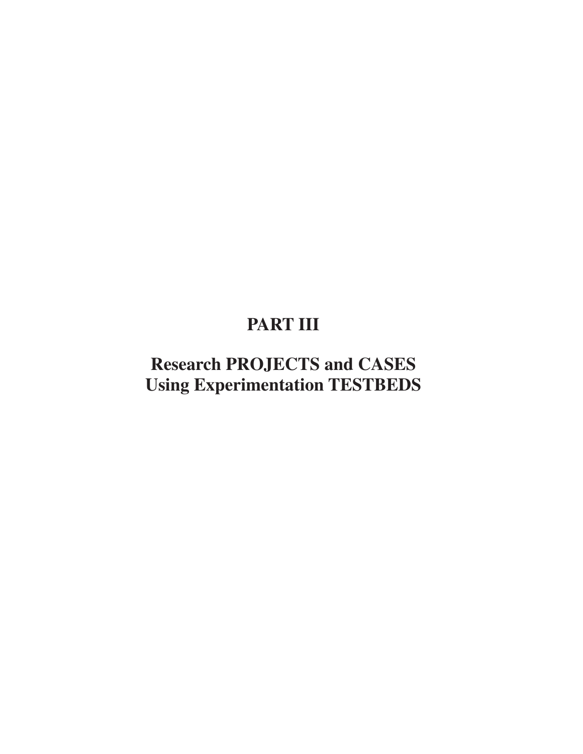# PART III

## Research PROJECTS and CASES Using Experimentation TESTBEDS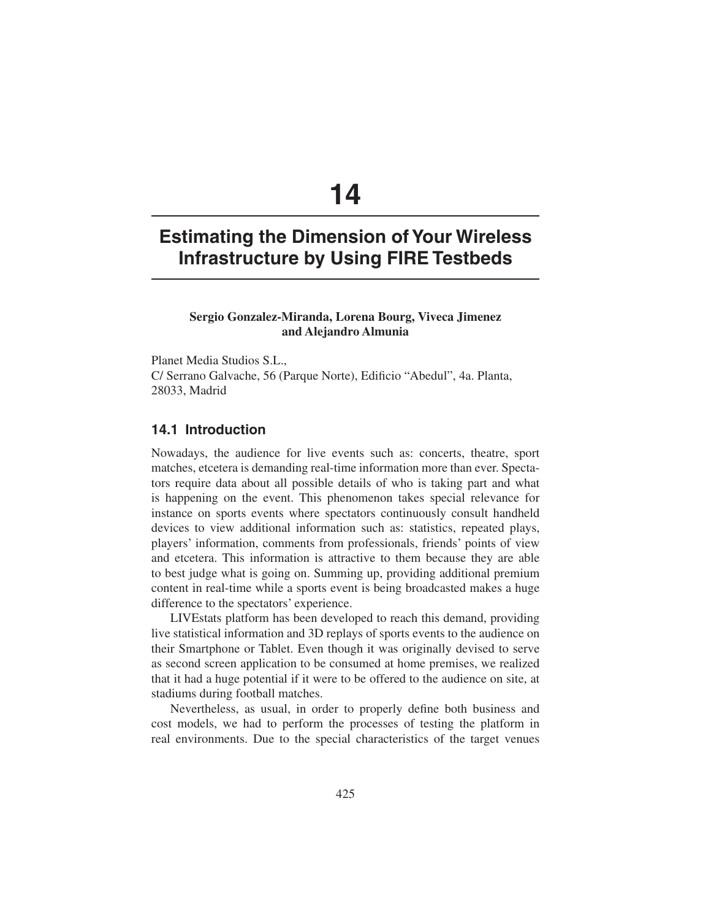# 14

# Estimating the Dimension of Your Wireless Infrastructure by Using FIRE Testbeds

**Sergio Gonzalez-Miranda, Lorena Bourg, Viveca Jimenez and Alejandro Almunia**

Planet Media Studios S.L.,
C/ Serrano Galvache, 56 (Parque Norte), Edificio "Abedul", 4a. Planta, 28033, Madrid

## 14.1 Introduction

Nowadays, the audience for live events such as: concerts, theatre, sport matches, etcetera is demanding real-time information more than ever. Spectators require data about all possible details of who is taking part and what is happening on the event. This phenomenon takes special relevance for instance on sports events where spectators continuously consult handheld devices to view additional information such as: statistics, repeated plays, players' information, comments from professionals, friends' points of view and etcetera. This information is attractive to them because they are able to best judge what is going on. Summing up, providing additional premium content in real-time while a sports event is being broadcasted makes a huge difference to the spectators' experience.

LIVEstats platform has been developed to reach this demand, providing live statistical information and 3D replays of sports events to the audience on their Smartphone or Tablet. Even though it was originally devised to serve as second screen application to be consumed at home premises, we realized that it had a huge potential if it were to be offered to the audience on site, at stadiums during football matches.

Nevertheless, as usual, in order to properly define both business and cost models, we had to perform the processes of testing the platform in real environments. Due to the special characteristics of the target venues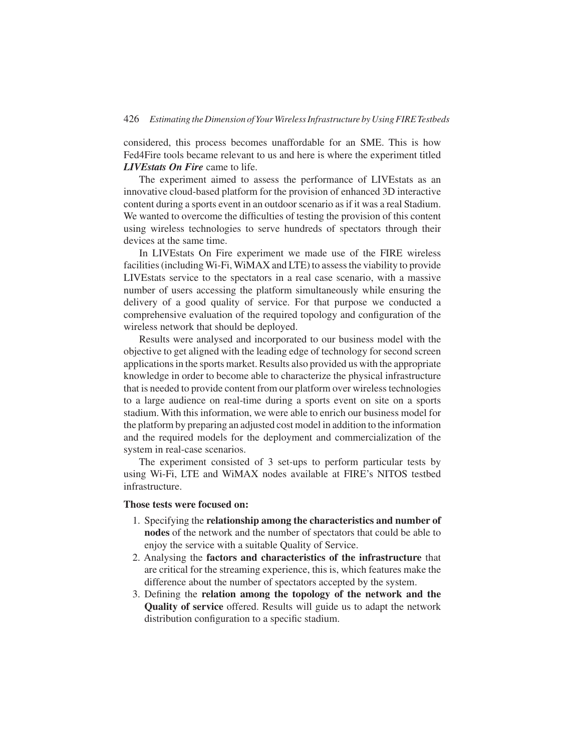considered, this process becomes unaffordable for an SME. This is how Fed4Fire tools became relevant to us and here is where the experiment titled ***LIVEstats On Fire*** came to life.

The experiment aimed to assess the performance of LIVEstats as an innovative cloud-based platform for the provision of enhanced 3D interactive content during a sports event in an outdoor scenario as if it was a real Stadium. We wanted to overcome the difficulties of testing the provision of this content using wireless technologies to serve hundreds of spectators through their devices at the same time.

In LIVEstats On Fire experiment we made use of the FIRE wireless facilities (including Wi-Fi, WiMAX and LTE) to assess the viability to provide LIVEstats service to the spectators in a real case scenario, with a massive number of users accessing the platform simultaneously while ensuring the delivery of a good quality of service. For that purpose we conducted a comprehensive evaluation of the required topology and configuration of the wireless network that should be deployed.

Results were analysed and incorporated to our business model with the objective to get aligned with the leading edge of technology for second screen applications in the sports market. Results also provided us with the appropriate knowledge in order to become able to characterize the physical infrastructure that is needed to provide content from our platform over wireless technologies to a large audience on real-time during a sports event on site on a sports stadium. With this information, we were able to enrich our business model for the platform by preparing an adjusted cost model in addition to the information and the required models for the deployment and commercialization of the system in real-case scenarios.

The experiment consisted of 3 set-ups to perform particular tests by using Wi-Fi, LTE and WiMAX nodes available at FIRE's NITOS testbed infrastructure.

**Those tests were focused on:**

1. Specifying the **relationship among the characteristics and number of nodes** of the network and the number of spectators that could be able to enjoy the service with a suitable Quality of Service.
2. Analysing the **factors and characteristics of the infrastructure** that are critical for the streaming experience, this is, which features make the difference about the number of spectators accepted by the system.
3. Defining the **relation among the topology of the network and the Quality of service** offered. Results will guide us to adapt the network distribution configuration to a specific stadium.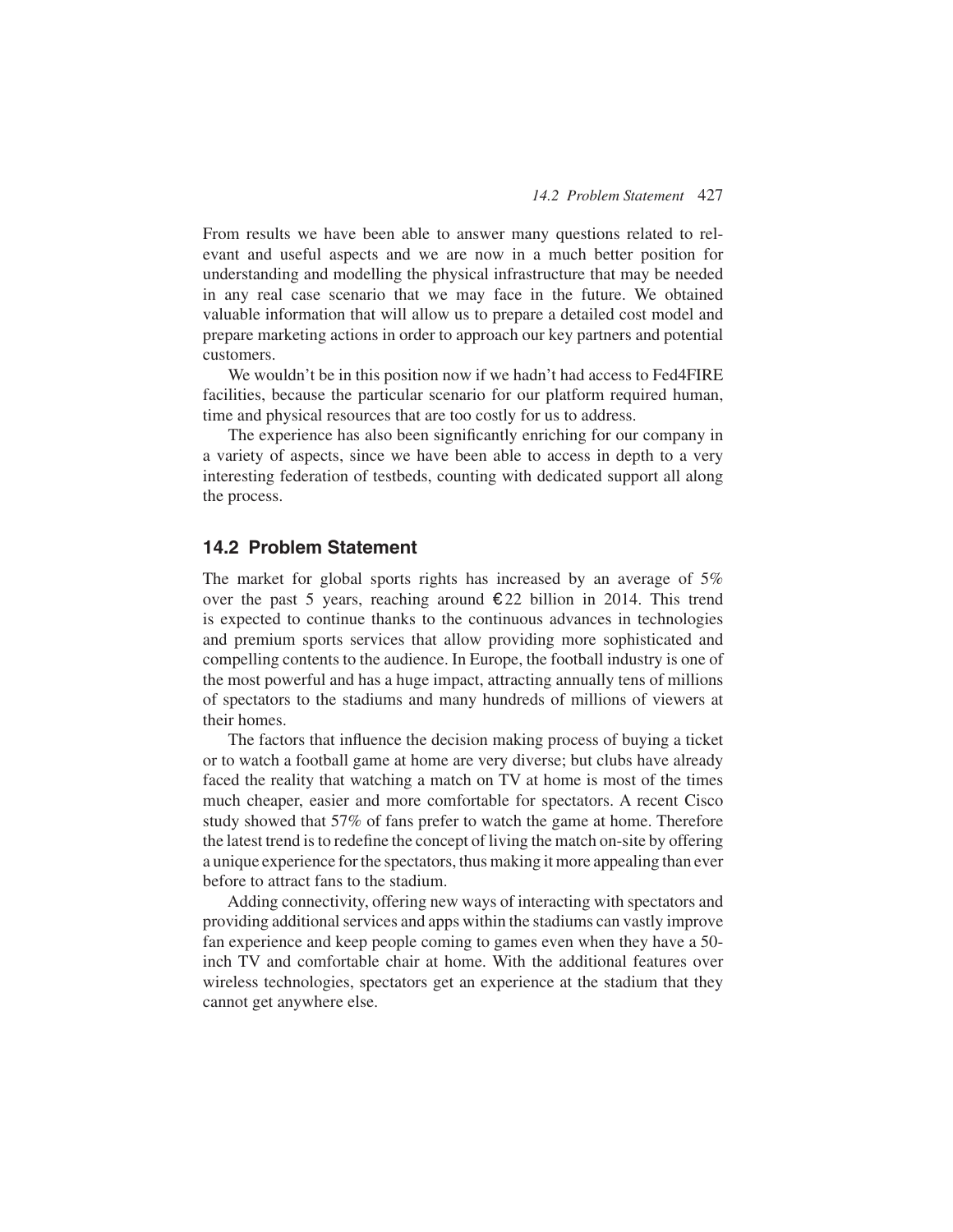From results we have been able to answer many questions related to relevant and useful aspects and we are now in a much better position for understanding and modelling the physical infrastructure that may be needed in any real case scenario that we may face in the future. We obtained valuable information that will allow us to prepare a detailed cost model and prepare marketing actions in order to approach our key partners and potential customers.

We wouldn't be in this position now if we hadn't had access to Fed4FIRE facilities, because the particular scenario for our platform required human, time and physical resources that are too costly for us to address.

The experience has also been significantly enriching for our company in a variety of aspects, since we have been able to access in depth to a very interesting federation of testbeds, counting with dedicated support all along the process.

## 14.2 Problem Statement

The market for global sports rights has increased by an average of 5% over the past 5 years, reaching around €22 billion in 2014. This trend is expected to continue thanks to the continuous advances in technologies and premium sports services that allow providing more sophisticated and compelling contents to the audience. In Europe, the football industry is one of the most powerful and has a huge impact, attracting annually tens of millions of spectators to the stadiums and many hundreds of millions of viewers at their homes.

The factors that influence the decision making process of buying a ticket or to watch a football game at home are very diverse; but clubs have already faced the reality that watching a match on TV at home is most of the times much cheaper, easier and more comfortable for spectators. A recent Cisco study showed that 57% of fans prefer to watch the game at home. Therefore the latest trend is to redefine the concept of living the match on-site by offering a unique experience for the spectators, thus making it more appealing than ever before to attract fans to the stadium.

Adding connectivity, offering new ways of interacting with spectators and providing additional services and apps within the stadiums can vastly improve fan experience and keep people coming to games even when they have a 50-inch TV and comfortable chair at home. With the additional features over wireless technologies, spectators get an experience at the stadium that they cannot get anywhere else.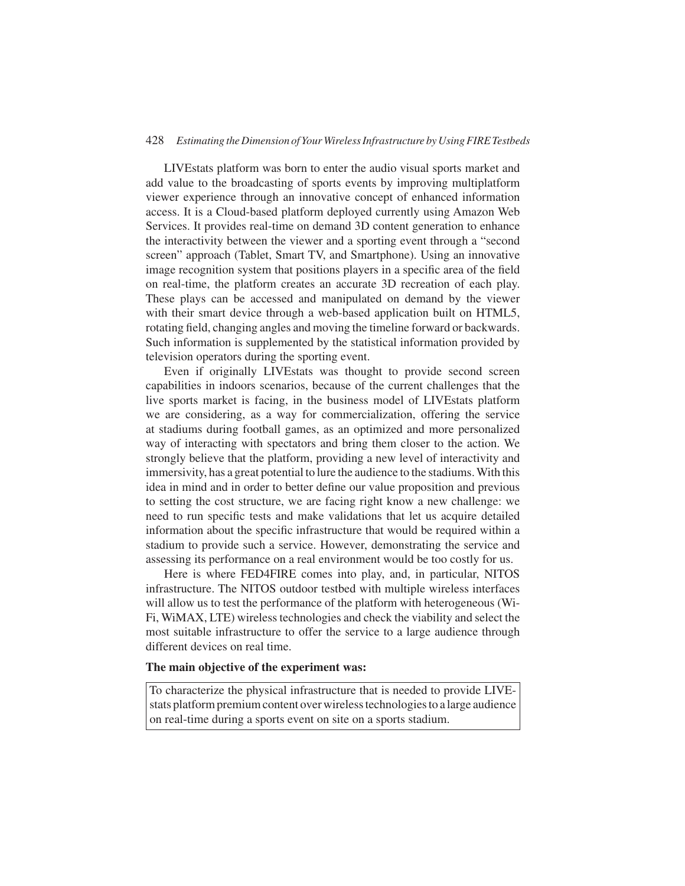LIVEstats platform was born to enter the audio visual sports market and add value to the broadcasting of sports events by improving multiplatform viewer experience through an innovative concept of enhanced information access. It is a Cloud-based platform deployed currently using Amazon Web Services. It provides real-time on demand 3D content generation to enhance the interactivity between the viewer and a sporting event through a "second screen" approach (Tablet, Smart TV, and Smartphone). Using an innovative image recognition system that positions players in a specific area of the field on real-time, the platform creates an accurate 3D recreation of each play. These plays can be accessed and manipulated on demand by the viewer with their smart device through a web-based application built on HTML5, rotating field, changing angles and moving the timeline forward or backwards. Such information is supplemented by the statistical information provided by television operators during the sporting event.

Even if originally LIVEstats was thought to provide second screen capabilities in indoors scenarios, because of the current challenges that the live sports market is facing, in the business model of LIVEstats platform we are considering, as a way for commercialization, offering the service at stadiums during football games, as an optimized and more personalized way of interacting with spectators and bring them closer to the action. We strongly believe that the platform, providing a new level of interactivity and immersivity, has a great potential to lure the audience to the stadiums. With this idea in mind and in order to better define our value proposition and previous to setting the cost structure, we are facing right know a new challenge: we need to run specific tests and make validations that let us acquire detailed information about the specific infrastructure that would be required within a stadium to provide such a service. However, demonstrating the service and assessing its performance on a real environment would be too costly for us.

Here is where FED4FIRE comes into play, and, in particular, NITOS infrastructure. The NITOS outdoor testbed with multiple wireless interfaces will allow us to test the performance of the platform with heterogeneous (Wi-Fi, WiMAX, LTE) wireless technologies and check the viability and select the most suitable infrastructure to offer the service to a large audience through different devices on real time.

**The main objective of the experiment was:**

To characterize the physical infrastructure that is needed to provide LIVEstats platform premium content over wireless technologies to a large audience on real-time during a sports event on site on a sports stadium.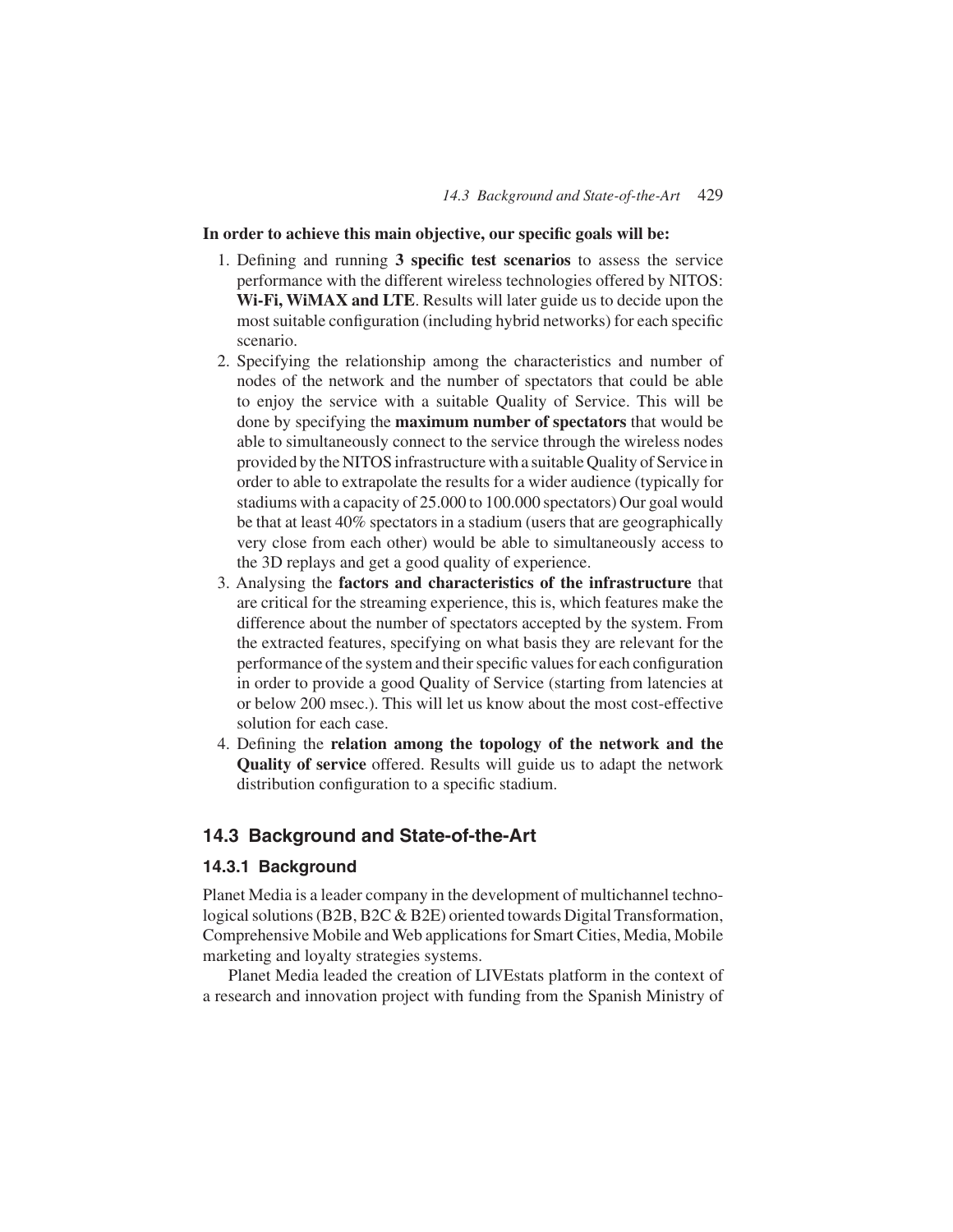**In order to achieve this main objective, our specific goals will be:**

1. Defining and running **3 specific test scenarios** to assess the service performance with the different wireless technologies offered by NITOS: **Wi-Fi, WiMAX and LTE**. Results will later guide us to decide upon the most suitable configuration (including hybrid networks) for each specific scenario.
2. Specifying the relationship among the characteristics and number of nodes of the network and the number of spectators that could be able to enjoy the service with a suitable Quality of Service. This will be done by specifying the **maximum number of spectators** that would be able to simultaneously connect to the service through the wireless nodes provided by the NITOS infrastructure with a suitable Quality of Service in order to able to extrapolate the results for a wider audience (typically for stadiums with a capacity of 25.000 to 100.000 spectators) Our goal would be that at least 40% spectators in a stadium (users that are geographically very close from each other) would be able to simultaneously access to the 3D replays and get a good quality of experience.
3. Analysing the **factors and characteristics of the infrastructure** that are critical for the streaming experience, this is, which features make the difference about the number of spectators accepted by the system. From the extracted features, specifying on what basis they are relevant for the performance of the system and their specific values for each configuration in order to provide a good Quality of Service (starting from latencies at or below 200 msec.). This will let us know about the most cost-effective solution for each case.
4. Defining the **relation among the topology of the network and the Quality of service** offered. Results will guide us to adapt the network distribution configuration to a specific stadium.

## 14.3 Background and State-of-the-Art

### 14.3.1 Background

Planet Media is a leader company in the development of multichannel technological solutions (B2B, B2C & B2E) oriented towards Digital Transformation, Comprehensive Mobile and Web applications for Smart Cities, Media, Mobile marketing and loyalty strategies systems.

Planet Media leaded the creation of LIVEstats platform in the context of a research and innovation project with funding from the Spanish Ministry of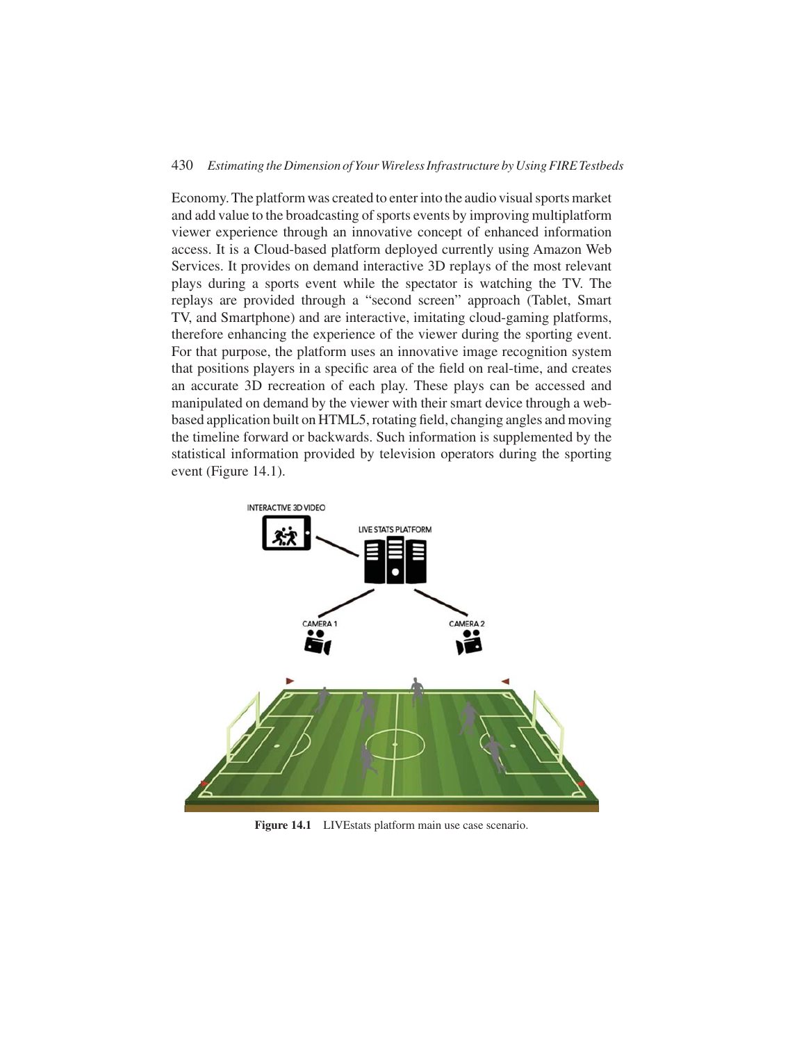Economy. The platform was created to enter into the audio visual sports market and add value to the broadcasting of sports events by improving multiplatform viewer experience through an innovative concept of enhanced information access. It is a Cloud-based platform deployed currently using Amazon Web Services. It provides on demand interactive 3D replays of the most relevant plays during a sports event while the spectator is watching the TV. The replays are provided through a "second screen" approach (Tablet, Smart TV, and Smartphone) and are interactive, imitating cloud-gaming platforms, therefore enhancing the experience of the viewer during the sporting event. For that purpose, the platform uses an innovative image recognition system that positions players in a specific area of the field on real-time, and creates an accurate 3D recreation of each play. These plays can be accessed and manipulated on demand by the viewer with their smart device through a web-based application built on HTML5, rotating field, changing angles and moving the timeline forward or backwards. Such information is supplemented by the statistical information provided by television operators during the sporting event (Figure 14.1).

**Figure 14.1** LIVEstats platform main use case scenario.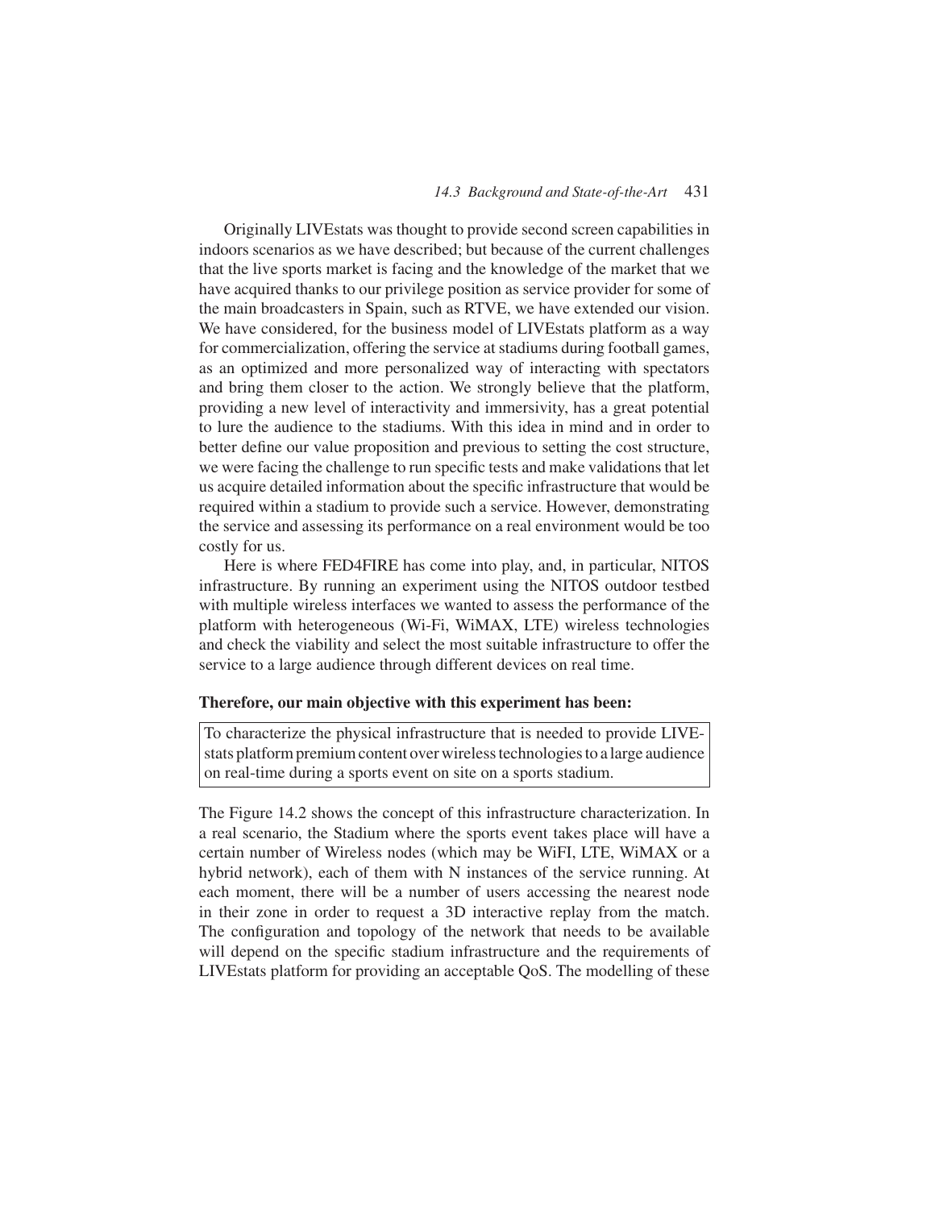Originally LIVEstats was thought to provide second screen capabilities in indoors scenarios as we have described; but because of the current challenges that the live sports market is facing and the knowledge of the market that we have acquired thanks to our privilege position as service provider for some of the main broadcasters in Spain, such as RTVE, we have extended our vision. We have considered, for the business model of LIVEstats platform as a way for commercialization, offering the service at stadiums during football games, as an optimized and more personalized way of interacting with spectators and bring them closer to the action. We strongly believe that the platform, providing a new level of interactivity and immersivity, has a great potential to lure the audience to the stadiums. With this idea in mind and in order to better define our value proposition and previous to setting the cost structure, we were facing the challenge to run specific tests and make validations that let us acquire detailed information about the specific infrastructure that would be required within a stadium to provide such a service. However, demonstrating the service and assessing its performance on a real environment would be too costly for us.

Here is where FED4FIRE has come into play, and, in particular, NITOS infrastructure. By running an experiment using the NITOS outdoor testbed with multiple wireless interfaces we wanted to assess the performance of the platform with heterogeneous (Wi-Fi, WiMAX, LTE) wireless technologies and check the viability and select the most suitable infrastructure to offer the service to a large audience through different devices on real time.

**Therefore, our main objective with this experiment has been:**

To characterize the physical infrastructure that is needed to provide LIVEstats platform premium content over wireless technologies to a large audience on real-time during a sports event on site on a sports stadium.

The Figure 14.2 shows the concept of this infrastructure characterization. In a real scenario, the Stadium where the sports event takes place will have a certain number of Wireless nodes (which may be WiFI, LTE, WiMAX or a hybrid network), each of them with N instances of the service running. At each moment, there will be a number of users accessing the nearest node in their zone in order to request a 3D interactive replay from the match. The configuration and topology of the network that needs to be available will depend on the specific stadium infrastructure and the requirements of LIVEstats platform for providing an acceptable QoS. The modelling of these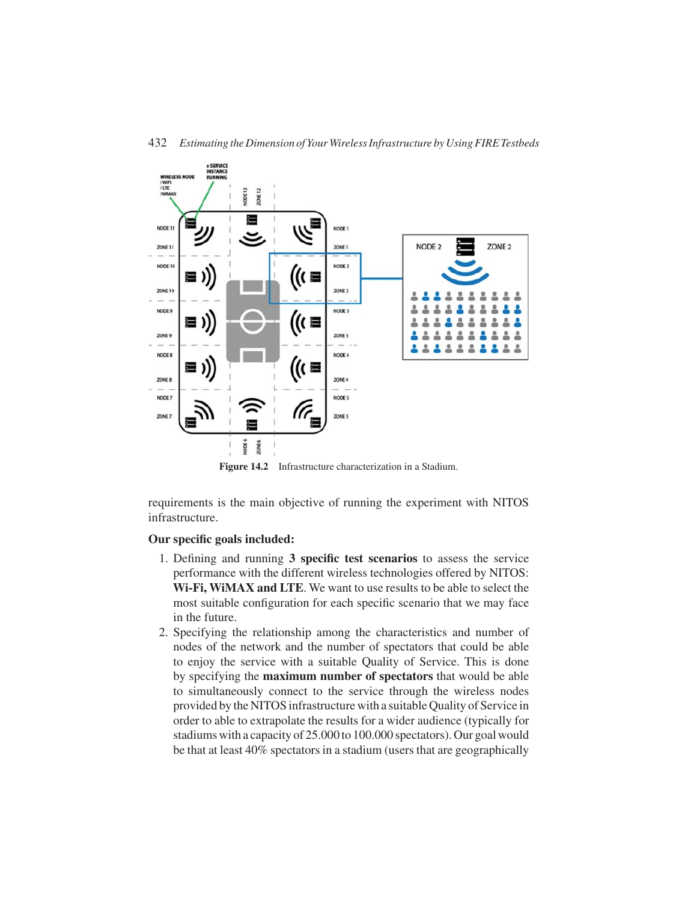Figure 14.2 Infrastructure characterization in a Stadium.

requirements is the main objective of running the experiment with NITOS infrastructure.

**Our specific goals included:**

1. Defining and running **3 specific test scenarios** to assess the service performance with the different wireless technologies offered by NITOS: **Wi-Fi, WiMAX and LTE**. We want to use results to be able to select the most suitable configuration for each specific scenario that we may face in the future.
2. Specifying the relationship among the characteristics and number of nodes of the network and the number of spectators that could be able to enjoy the service with a suitable Quality of Service. This is done by specifying the **maximum number of spectators** that would be able to simultaneously connect to the service through the wireless nodes provided by the NITOS infrastructure with a suitable Quality of Service in order to able to extrapolate the results for a wider audience (typically for stadiums with a capacity of 25.000 to 100.000 spectators). Our goal would be that at least 40% spectators in a stadium (users that are geographically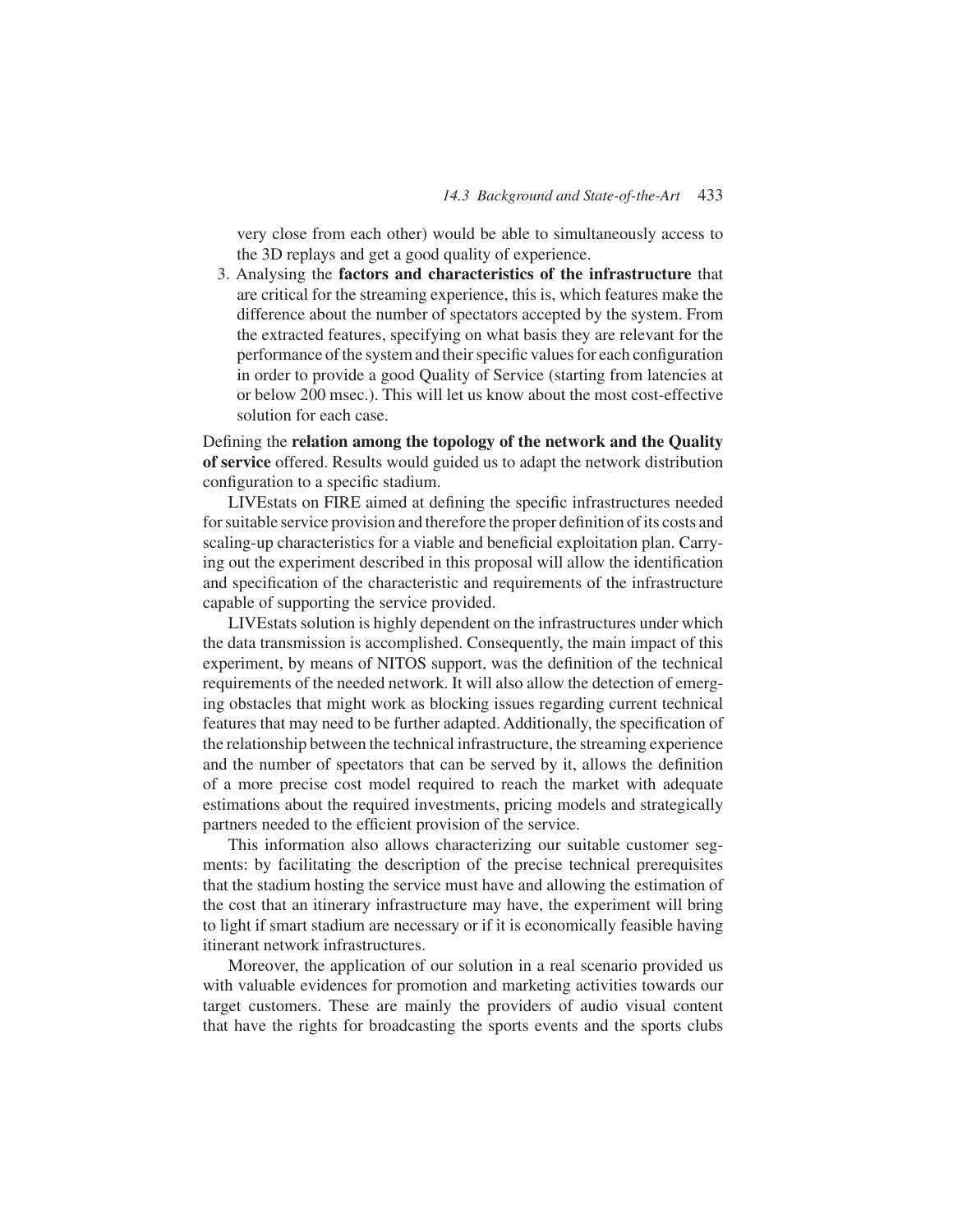very close from each other) would be able to simultaneously access to the 3D replays and get a good quality of experience.

3. Analysing the **factors and characteristics of the infrastructure** that are critical for the streaming experience, this is, which features make the difference about the number of spectators accepted by the system. From the extracted features, specifying on what basis they are relevant for the performance of the system and their specific values for each configuration in order to provide a good Quality of Service (starting from latencies at or below 200 msec.). This will let us know about the most cost-effective solution for each case.

Defining the **relation among the topology of the network and the Quality of service** offered. Results would guided us to adapt the network distribution configuration to a specific stadium.

LIVEstats on FIRE aimed at defining the specific infrastructures needed for suitable service provision and therefore the proper definition of its costs and scaling-up characteristics for a viable and beneficial exploitation plan. Carrying out the experiment described in this proposal will allow the identification and specification of the characteristic and requirements of the infrastructure capable of supporting the service provided.

LIVEstats solution is highly dependent on the infrastructures under which the data transmission is accomplished. Consequently, the main impact of this experiment, by means of NITOS support, was the definition of the technical requirements of the needed network. It will also allow the detection of emerging obstacles that might work as blocking issues regarding current technical features that may need to be further adapted. Additionally, the specification of the relationship between the technical infrastructure, the streaming experience and the number of spectators that can be served by it, allows the definition of a more precise cost model required to reach the market with adequate estimations about the required investments, pricing models and strategically partners needed to the efficient provision of the service.

This information also allows characterizing our suitable customer segments: by facilitating the description of the precise technical prerequisites that the stadium hosting the service must have and allowing the estimation of the cost that an itinerary infrastructure may have, the experiment will bring to light if smart stadium are necessary or if it is economically feasible having itinerant network infrastructures.

Moreover, the application of our solution in a real scenario provided us with valuable evidences for promotion and marketing activities towards our target customers. These are mainly the providers of audio visual content that have the rights for broadcasting the sports events and the sports clubs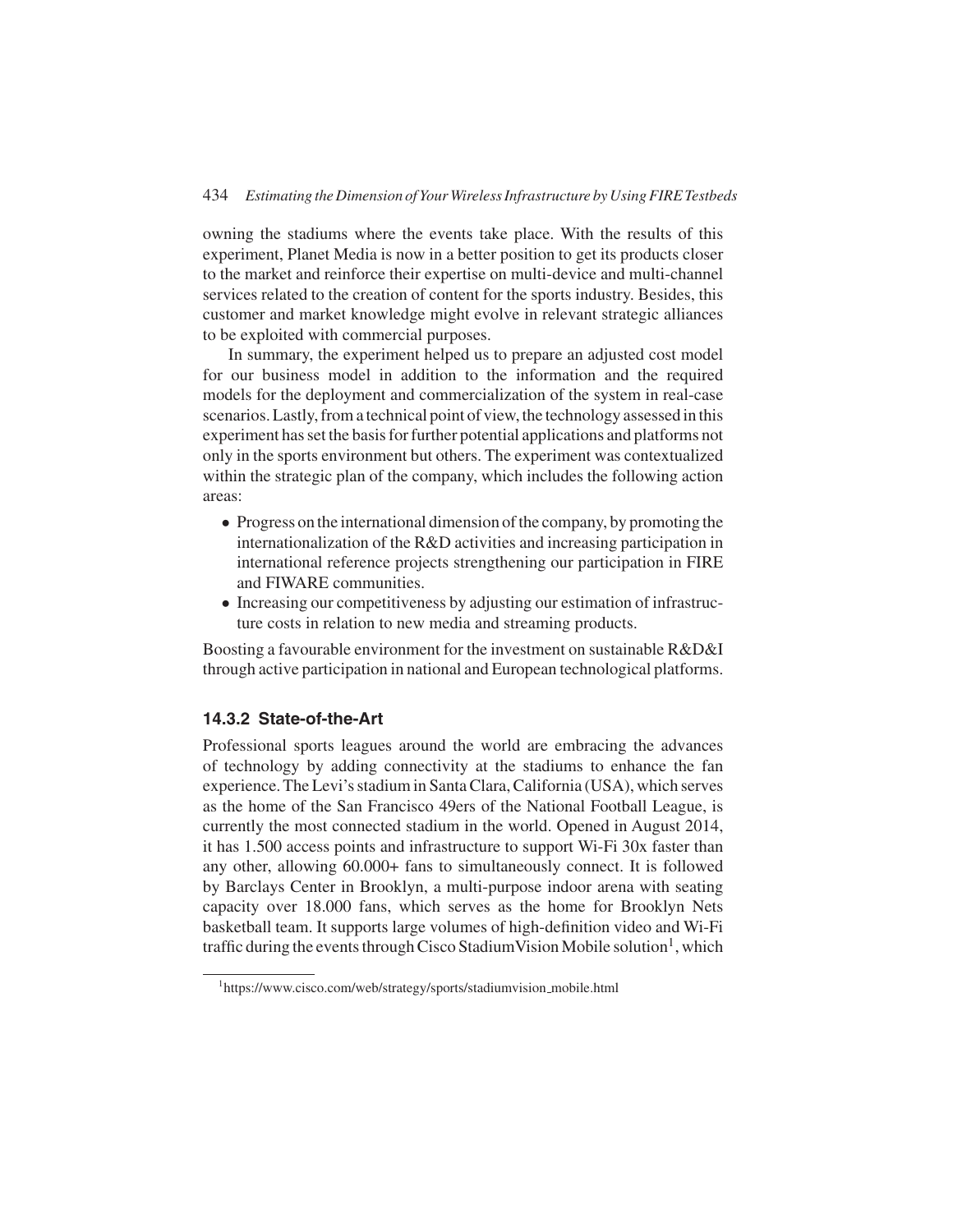owning the stadiums where the events take place. With the results of this experiment, Planet Media is now in a better position to get its products closer to the market and reinforce their expertise on multi-device and multi-channel services related to the creation of content for the sports industry. Besides, this customer and market knowledge might evolve in relevant strategic alliances to be exploited with commercial purposes.

In summary, the experiment helped us to prepare an adjusted cost model for our business model in addition to the information and the required models for the deployment and commercialization of the system in real-case scenarios. Lastly, from a technical point of view, the technology assessed in this experiment has set the basis for further potential applications and platforms not only in the sports environment but others. The experiment was contextualized within the strategic plan of the company, which includes the following action areas:

- Progress on the international dimension of the company, by promoting the internationalization of the R&D activities and increasing participation in international reference projects strengthening our participation in FIRE and FIWARE communities.
- Increasing our competitiveness by adjusting our estimation of infrastructure costs in relation to new media and streaming products.

Boosting a favourable environment for the investment on sustainable R&D&I through active participation in national and European technological platforms.

### 14.3.2 State-of-the-Art

Professional sports leagues around the world are embracing the advances of technology by adding connectivity at the stadiums to enhance the fan experience. The Levi's stadium in Santa Clara, California (USA), which serves as the home of the San Francisco 49ers of the National Football League, is currently the most connected stadium in the world. Opened in August 2014, it has 1.500 access points and infrastructure to support Wi-Fi 30x faster than any other, allowing 60.000+ fans to simultaneously connect. It is followed by Barclays Center in Brooklyn, a multi-purpose indoor arena with seating capacity over 18.000 fans, which serves as the home for Brooklyn Nets basketball team. It supports large volumes of high-definition video and Wi-Fi traffic during the events through Cisco StadiumVision Mobile solution[1], which

[1]https://www.cisco.com/web/strategy/sports/stadiumvision_mobile.html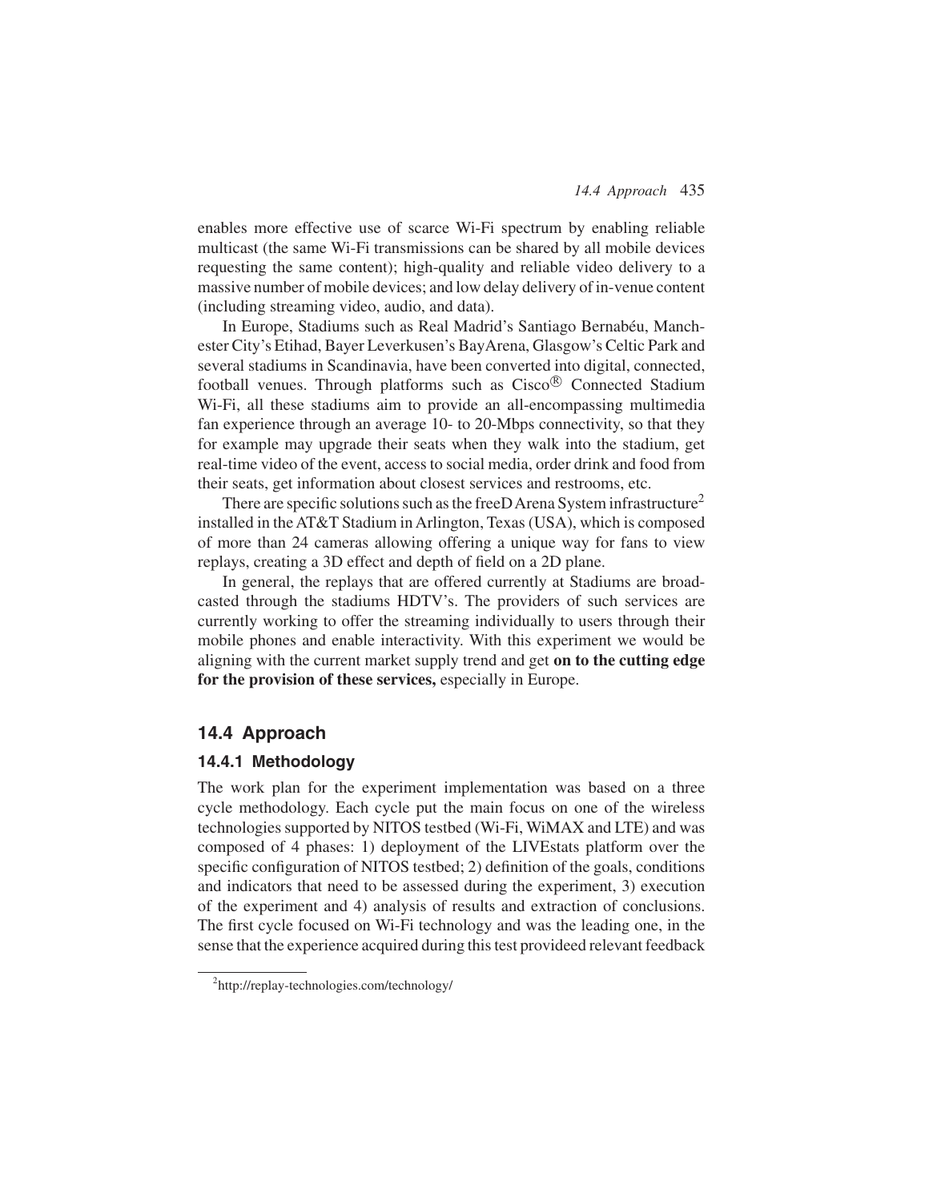enables more effective use of scarce Wi-Fi spectrum by enabling reliable multicast (the same Wi-Fi transmissions can be shared by all mobile devices requesting the same content); high-quality and reliable video delivery to a massive number of mobile devices; and low delay delivery of in-venue content (including streaming video, audio, and data).

In Europe, Stadiums such as Real Madrid's Santiago Bernabéu, Manchester City's Etihad, Bayer Leverkusen's BayArena, Glasgow's Celtic Park and several stadiums in Scandinavia, have been converted into digital, connected, football venues. Through platforms such as Cisco® Connected Stadium Wi-Fi, all these stadiums aim to provide an all-encompassing multimedia fan experience through an average 10- to 20-Mbps connectivity, so that they for example may upgrade their seats when they walk into the stadium, get real-time video of the event, access to social media, order drink and food from their seats, get information about closest services and restrooms, etc.

There are specific solutions such as the freeD Arena System infrastructure[2] installed in the AT&T Stadium in Arlington, Texas (USA), which is composed of more than 24 cameras allowing offering a unique way for fans to view replays, creating a 3D effect and depth of field on a 2D plane.

In general, the replays that are offered currently at Stadiums are broadcasted through the stadiums HDTV's. The providers of such services are currently working to offer the streaming individually to users through their mobile phones and enable interactivity. With this experiment we would be aligning with the current market supply trend and get **on to the cutting edge for the provision of these services,** especially in Europe.

## 14.4 Approach

### 14.4.1 Methodology

The work plan for the experiment implementation was based on a three cycle methodology. Each cycle put the main focus on one of the wireless technologies supported by NITOS testbed (Wi-Fi, WiMAX and LTE) and was composed of 4 phases: 1) deployment of the LIVEstats platform over the specific configuration of NITOS testbed; 2) definition of the goals, conditions and indicators that need to be assessed during the experiment, 3) execution of the experiment and 4) analysis of results and extraction of conclusions. The first cycle focused on Wi-Fi technology and was the leading one, in the sense that the experience acquired during this test provideed relevant feedback

[2] http://replay-technologies.com/technology/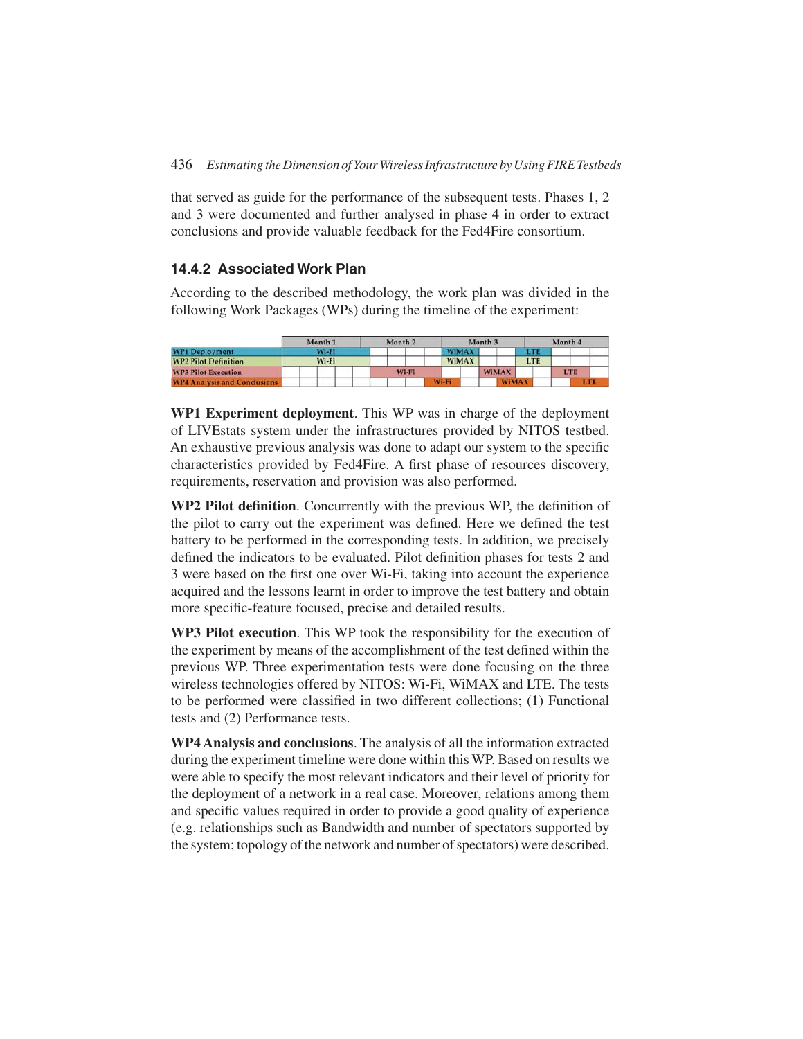that served as guide for the performance of the subsequent tests. Phases 1, 2 and 3 were documented and further analysed in phase 4 in order to extract conclusions and provide valuable feedback for the Fed4Fire consortium.

### 14.4.2 Associated Work Plan

According to the described methodology, the work plan was divided in the following Work Packages (WPs) during the timeline of the experiment:

| | Month 1 | Month 2 | Month 3 | Month 4 |
|---|---|---|---|---|
| WP1 Deployment | Wi-Fi | | WiMAX | LTE |
| WP2 Pilot Definition | Wi-Fi | | WiMAX | LTE |
| WP3 Pilot Execution | | Wi-Fi | WiMAX | LTE |
| WP4 Analysis and Conclusions | | | Wi-Fi, WiMAX | LTE |

**WP1 Experiment deployment**. This WP was in charge of the deployment of LIVEstats system under the infrastructures provided by NITOS testbed. An exhaustive previous analysis was done to adapt our system to the specific characteristics provided by Fed4Fire. A first phase of resources discovery, requirements, reservation and provision was also performed.

**WP2 Pilot definition**. Concurrently with the previous WP, the definition of the pilot to carry out the experiment was defined. Here we defined the test battery to be performed in the corresponding tests. In addition, we precisely defined the indicators to be evaluated. Pilot definition phases for tests 2 and 3 were based on the first one over Wi-Fi, taking into account the experience acquired and the lessons learnt in order to improve the test battery and obtain more specific-feature focused, precise and detailed results.

**WP3 Pilot execution**. This WP took the responsibility for the execution of the experiment by means of the accomplishment of the test defined within the previous WP. Three experimentation tests were done focusing on the three wireless technologies offered by NITOS: Wi-Fi, WiMAX and LTE. The tests to be performed were classified in two different collections; (1) Functional tests and (2) Performance tests.

**WP4 Analysis and conclusions**. The analysis of all the information extracted during the experiment timeline were done within this WP. Based on results we were able to specify the most relevant indicators and their level of priority for the deployment of a network in a real case. Moreover, relations among them and specific values required in order to provide a good quality of experience (e.g. relationships such as Bandwidth and number of spectators supported by the system; topology of the network and number of spectators) were described.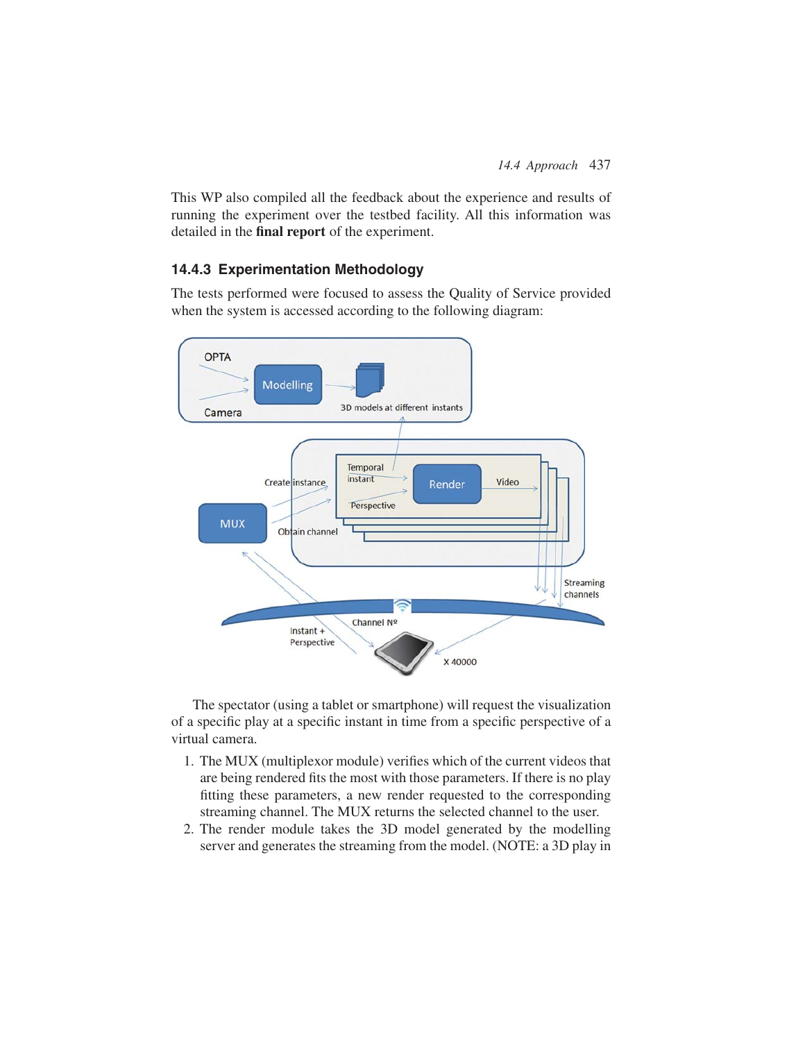This WP also compiled all the feedback about the experience and results of running the experiment over the testbed facility. All this information was detailed in the **final report** of the experiment.

### 14.4.3 Experimentation Methodology

The tests performed were focused to assess the Quality of Service provided when the system is accessed according to the following diagram:

The spectator (using a tablet or smartphone) will request the visualization of a specific play at a specific instant in time from a specific perspective of a virtual camera.

1. The MUX (multiplexor module) verifies which of the current videos that are being rendered fits the most with those parameters. If there is no play fitting these parameters, a new render requested to the corresponding streaming channel. The MUX returns the selected channel to the user.
2. The render module takes the 3D model generated by the modelling server and generates the streaming from the model. (NOTE: a 3D play in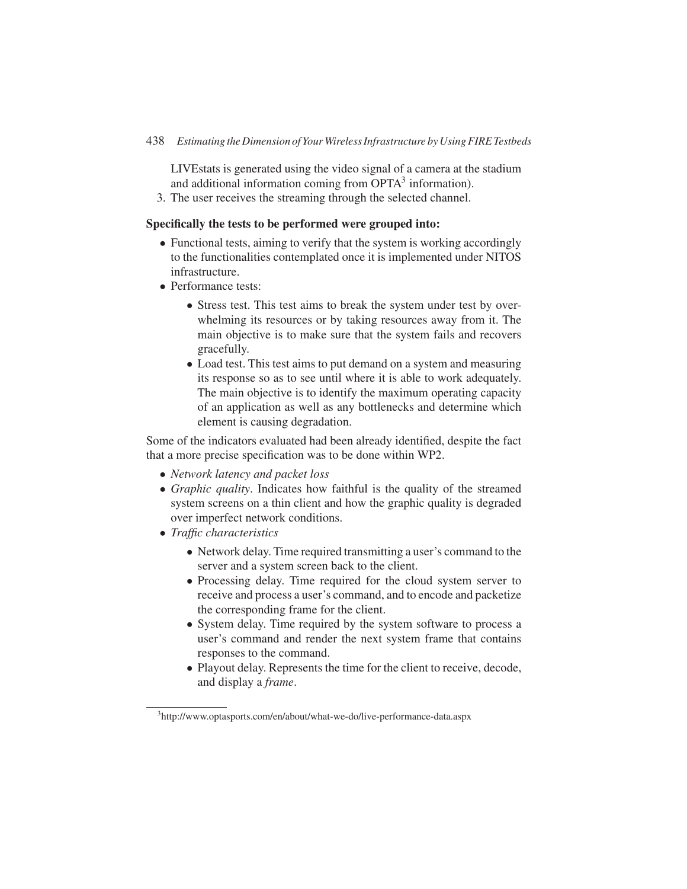LIVEstats is generated using the video signal of a camera at the stadium and additional information coming from OPTA[3] information).

3. The user receives the streaming through the selected channel.

**Specifically the tests to be performed were grouped into:**

- Functional tests, aiming to verify that the system is working accordingly to the functionalities contemplated once it is implemented under NITOS infrastructure.
- Performance tests:
    - Stress test. This test aims to break the system under test by overwhelming its resources or by taking resources away from it. The main objective is to make sure that the system fails and recovers gracefully.
    - Load test. This test aims to put demand on a system and measuring its response so as to see until where it is able to work adequately. The main objective is to identify the maximum operating capacity of an application as well as any bottlenecks and determine which element is causing degradation.

Some of the indicators evaluated had been already identified, despite the fact that a more precise specification was to be done within WP2.

- *Network latency and packet loss*
- *Graphic quality*. Indicates how faithful is the quality of the streamed system screens on a thin client and how the graphic quality is degraded over imperfect network conditions.
- *Traffic characteristics*
    - Network delay. Time required transmitting a user's command to the server and a system screen back to the client.
    - Processing delay. Time required for the cloud system server to receive and process a user's command, and to encode and packetize the corresponding frame for the client.
    - System delay. Time required by the system software to process a user's command and render the next system frame that contains responses to the command.
    - Playout delay. Represents the time for the client to receive, decode, and display a *frame*.

[3] http://www.optasports.com/en/about/what-we-do/live-performance-data.aspx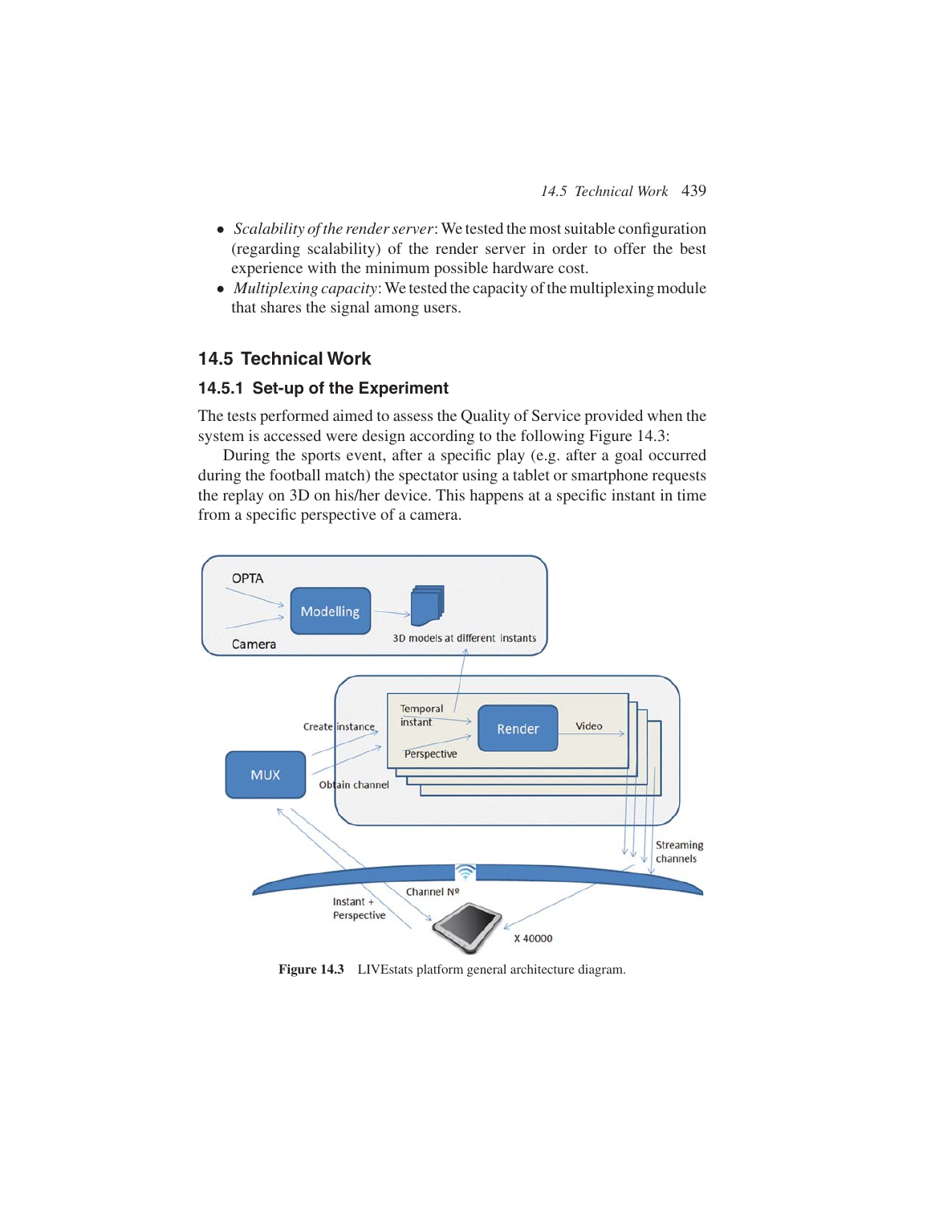- *Scalability of the render server*: We tested the most suitable configuration (regarding scalability) of the render server in order to offer the best experience with the minimum possible hardware cost.
- *Multiplexing capacity*: We tested the capacity of the multiplexing module that shares the signal among users.

## 14.5 Technical Work

### 14.5.1 Set-up of the Experiment

The tests performed aimed to assess the Quality of Service provided when the system is accessed were design according to the following Figure 14.3:

During the sports event, after a specific play (e.g. after a goal occurred during the football match) the spectator using a tablet or smartphone requests the replay on 3D on his/her device. This happens at a specific instant in time from a specific perspective of a camera.

**Figure 14.3** LIVEstats platform general architecture diagram.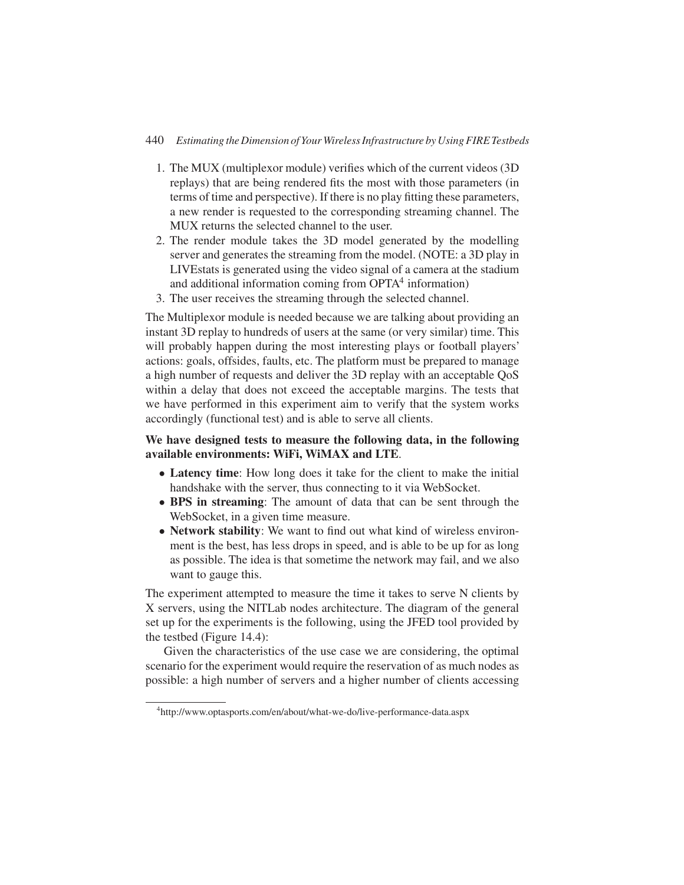1. The MUX (multiplexor module) verifies which of the current videos (3D replays) that are being rendered fits the most with those parameters (in terms of time and perspective). If there is no play fitting these parameters, a new render is requested to the corresponding streaming channel. The MUX returns the selected channel to the user.
2. The render module takes the 3D model generated by the modelling server and generates the streaming from the model. (NOTE: a 3D play in LIVEstats is generated using the video signal of a camera at the stadium and additional information coming from OPTA[4] information)
3. The user receives the streaming through the selected channel.

The Multiplexor module is needed because we are talking about providing an instant 3D replay to hundreds of users at the same (or very similar) time. This will probably happen during the most interesting plays or football players' actions: goals, offsides, faults, etc. The platform must be prepared to manage a high number of requests and deliver the 3D replay with an acceptable QoS within a delay that does not exceed the acceptable margins. The tests that we have performed in this experiment aim to verify that the system works accordingly (functional test) and is able to serve all clients.

**We have designed tests to measure the following data, in the following available environments: WiFi, WiMAX and LTE**.

- **Latency time**: How long does it take for the client to make the initial handshake with the server, thus connecting to it via WebSocket.
- **BPS in streaming**: The amount of data that can be sent through the WebSocket, in a given time measure.
- **Network stability**: We want to find out what kind of wireless environment is the best, has less drops in speed, and is able to be up for as long as possible. The idea is that sometime the network may fail, and we also want to gauge this.

The experiment attempted to measure the time it takes to serve N clients by X servers, using the NITLab nodes architecture. The diagram of the general set up for the experiments is the following, using the JFED tool provided by the testbed (Figure 14.4):

Given the characteristics of the use case we are considering, the optimal scenario for the experiment would require the reservation of as much nodes as possible: a high number of servers and a higher number of clients accessing

[4] http://www.optasports.com/en/about/what-we-do/live-performance-data.aspx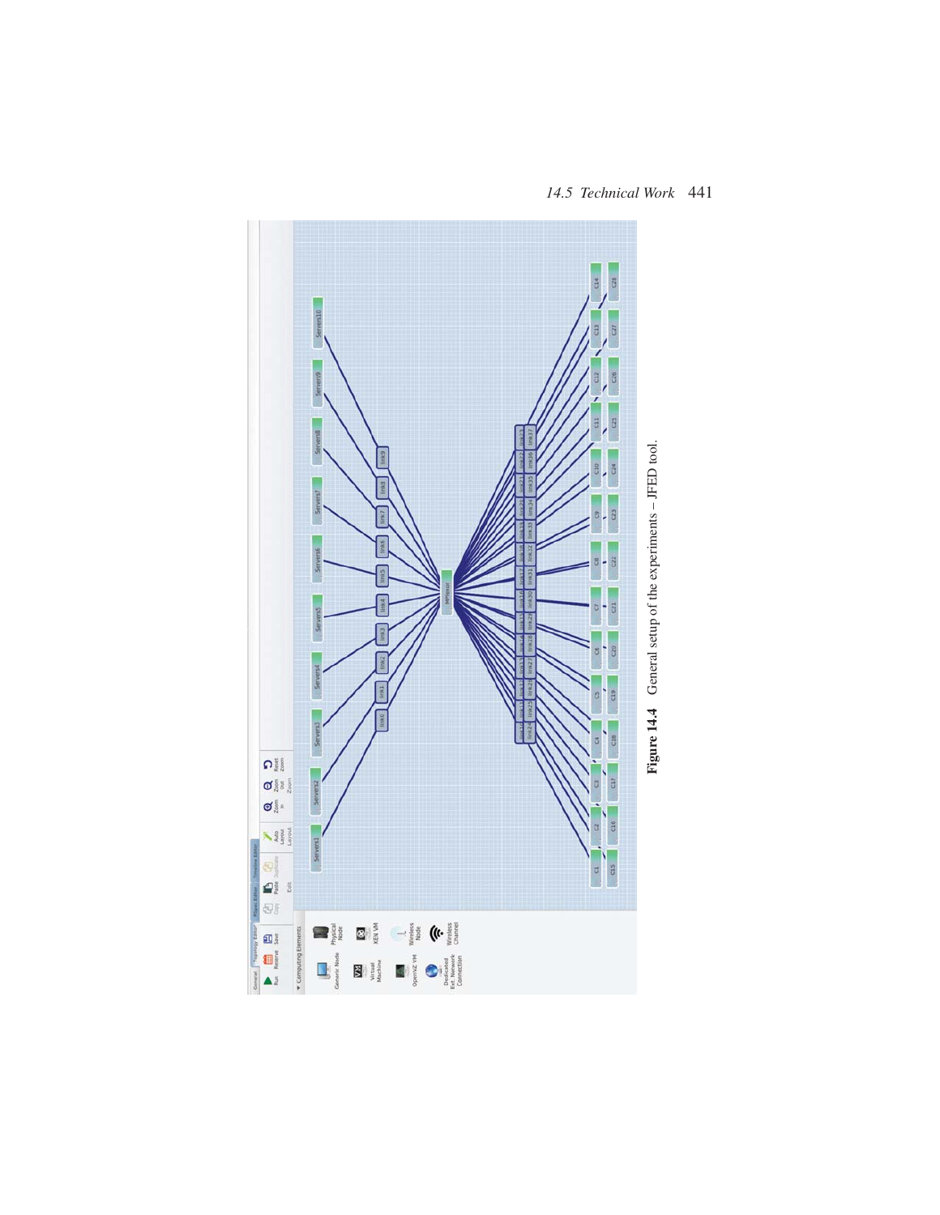Figure 14.4 General setup of the experiments – JFED tool.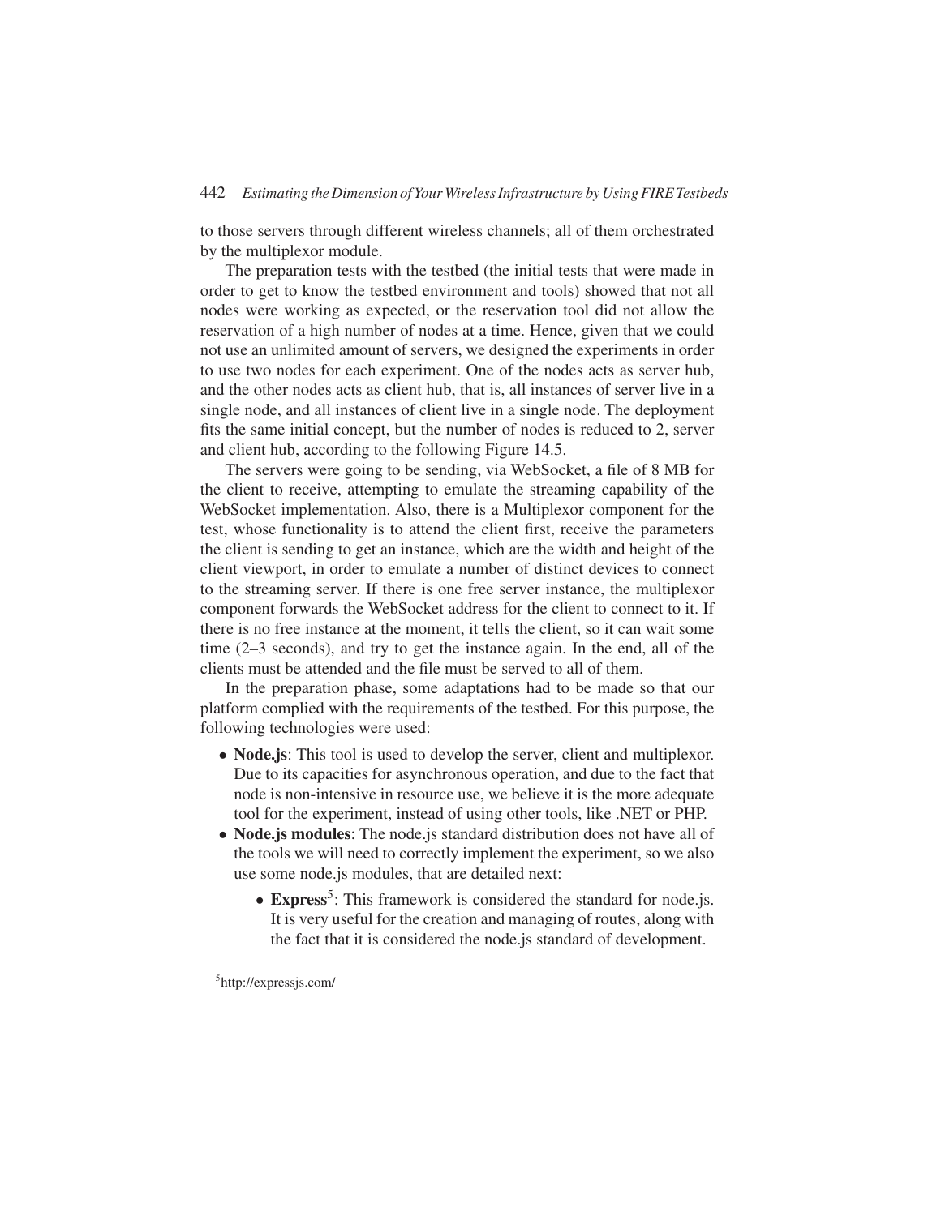to those servers through different wireless channels; all of them orchestrated by the multiplexor module.

The preparation tests with the testbed (the initial tests that were made in order to get to know the testbed environment and tools) showed that not all nodes were working as expected, or the reservation tool did not allow the reservation of a high number of nodes at a time. Hence, given that we could not use an unlimited amount of servers, we designed the experiments in order to use two nodes for each experiment. One of the nodes acts as server hub, and the other nodes acts as client hub, that is, all instances of server live in a single node, and all instances of client live in a single node. The deployment fits the same initial concept, but the number of nodes is reduced to 2, server and client hub, according to the following Figure 14.5.

The servers were going to be sending, via WebSocket, a file of 8 MB for the client to receive, attempting to emulate the streaming capability of the WebSocket implementation. Also, there is a Multiplexor component for the test, whose functionality is to attend the client first, receive the parameters the client is sending to get an instance, which are the width and height of the client viewport, in order to emulate a number of distinct devices to connect to the streaming server. If there is one free server instance, the multiplexor component forwards the WebSocket address for the client to connect to it. If there is no free instance at the moment, it tells the client, so it can wait some time (2–3 seconds), and try to get the instance again. In the end, all of the clients must be attended and the file must be served to all of them.

In the preparation phase, some adaptations had to be made so that our platform complied with the requirements of the testbed. For this purpose, the following technologies were used:

- **Node.js**: This tool is used to develop the server, client and multiplexor. Due to its capacities for asynchronous operation, and due to the fact that node is non-intensive in resource use, we believe it is the more adequate tool for the experiment, instead of using other tools, like .NET or PHP.
- **Node.js modules**: The node.js standard distribution does not have all of the tools we will need to correctly implement the experiment, so we also use some node.js modules, that are detailed next:
  - **Express**[5]: This framework is considered the standard for node.js. It is very useful for the creation and managing of routes, along with the fact that it is considered the node.js standard of development.

[5] http://expressjs.com/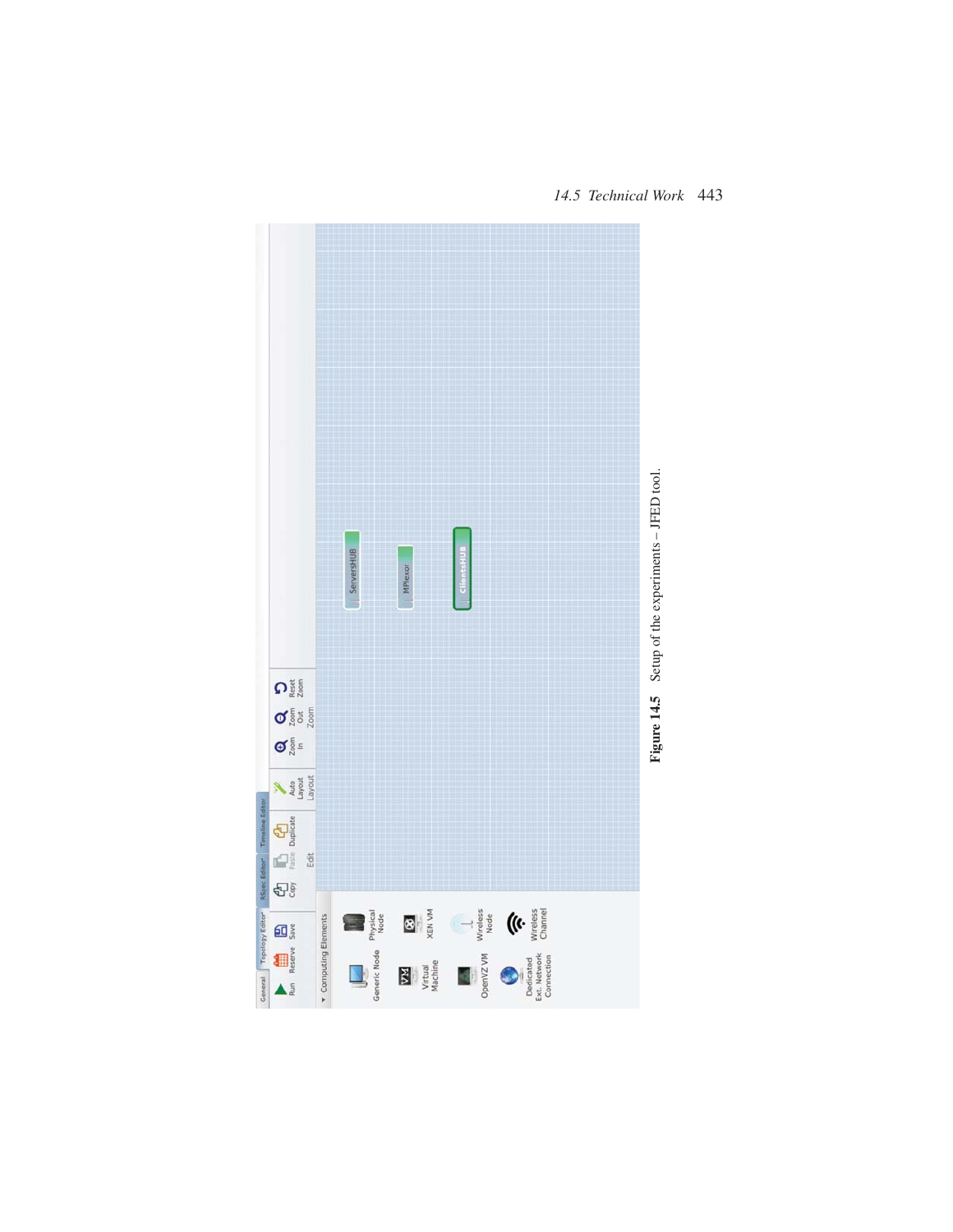Figure 14.5 Setup of the experiments – JFED tool.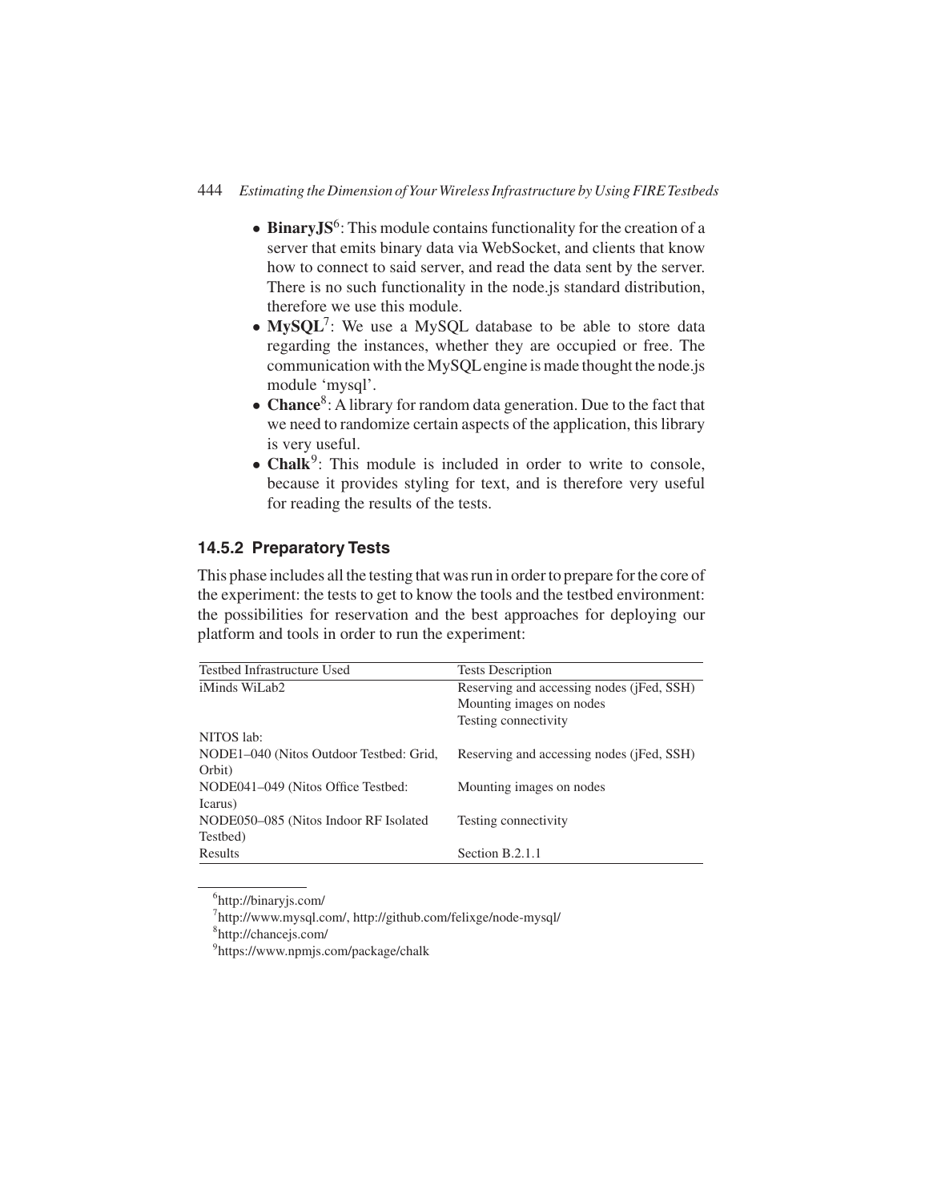- **BinaryJS**[6]: This module contains functionality for the creation of a server that emits binary data via WebSocket, and clients that know how to connect to said server, and read the data sent by the server. There is no such functionality in the node.js standard distribution, therefore we use this module.
- **MySQL**[7]: We use a MySQL database to be able to store data regarding the instances, whether they are occupied or free. The communication with the MySQL engine is made thought the node.js module 'mysql'.
- **Chance**[8]: A library for random data generation. Due to the fact that we need to randomize certain aspects of the application, this library is very useful.
- **Chalk**[9]: This module is included in order to write to console, because it provides styling for text, and is therefore very useful for reading the results of the tests.

### 14.5.2 Preparatory Tests

This phase includes all the testing that was run in order to prepare for the core of the experiment: the tests to get to know the tools and the testbed environment: the possibilities for reservation and the best approaches for deploying our platform and tools in order to run the experiment:

| Testbed Infrastructure Used | Tests Description |
|---|---|
| iMinds WiLab2 | Reserving and accessing nodes (jFed, SSH)<br>Mounting images on nodes<br>Testing connectivity |
| NITOS lab: | |
| NODE1–040 (Nitos Outdoor Testbed: Grid, Orbit) | Reserving and accessing nodes (jFed, SSH) |
| NODE041–049 (Nitos Office Testbed: Icarus) | Mounting images on nodes |
| NODE050–085 (Nitos Indoor RF Isolated Testbed) | Testing connectivity |
| Results | Section B.2.1.1 |

[6] http://binaryjs.com/

[7] http://www.mysql.com/, http://github.com/felixge/node-mysql/

[8] http://chancejs.com/

[9] https://www.npmjs.com/package/chalk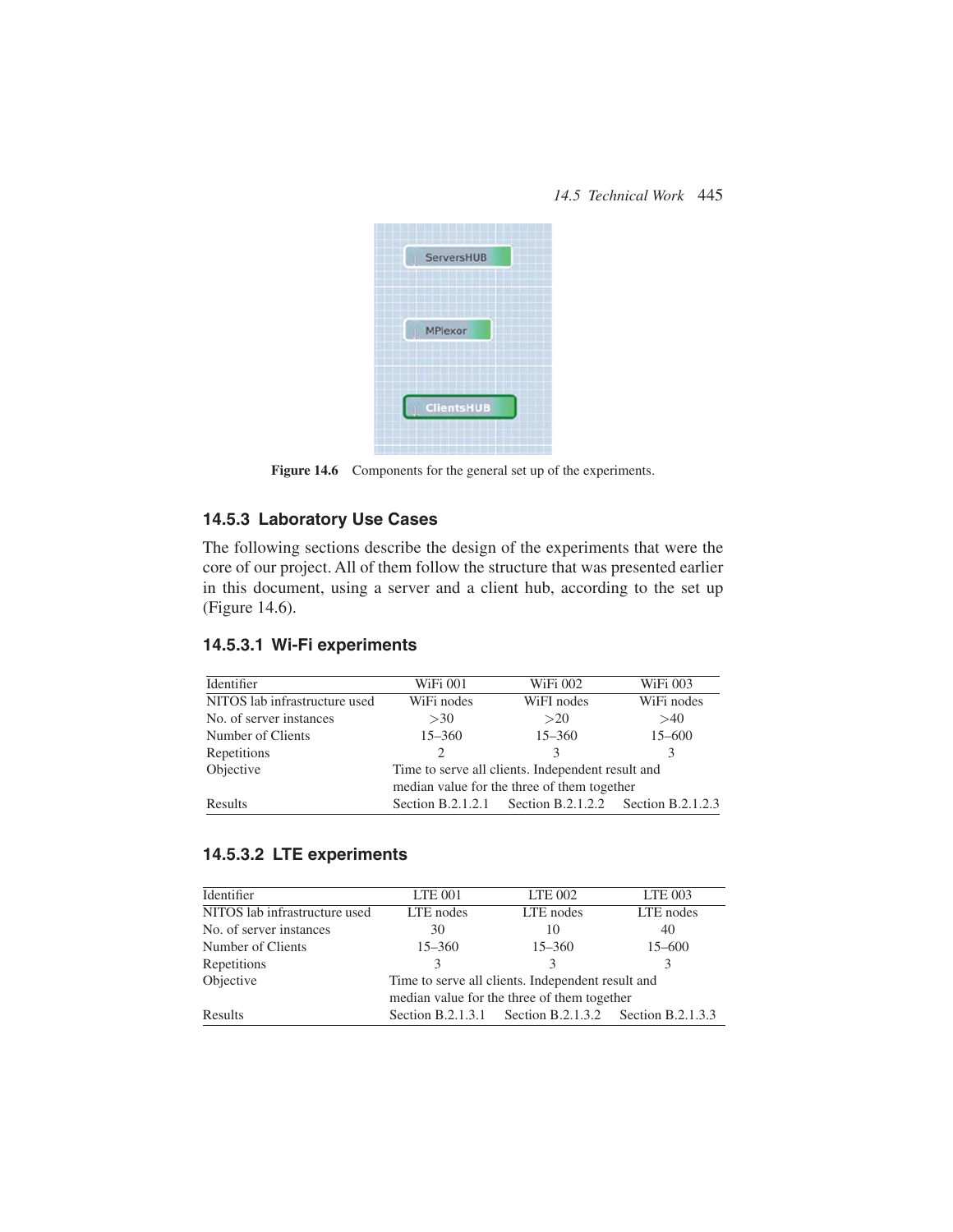Figure 14.6 Components for the general set up of the experiments.

### 14.5.3 Laboratory Use Cases

The following sections describe the design of the experiments that were the core of our project. All of them follow the structure that was presented earlier in this document, using a server and a client hub, according to the set up (Figure 14.6).

#### 14.5.3.1 Wi-Fi experiments

| Identifier | WiFi 001 | WiFi 002 | WiFi 003 |
|---|---|---|---|
| NITOS lab infrastructure used | WiFi nodes | WiFI nodes | WiFi nodes |
| No. of server instances | >30 | >20 | >40 |
| Number of Clients | 15–360 | 15–360 | 15–600 |
| Repetitions | 2 | 3 | 3 |
| Objective | Time to serve all clients. Independent result and median value for the three of them together | | |
| Results | Section B.2.1.2.1 | Section B.2.1.2.2 | Section B.2.1.2.3 |

#### 14.5.3.2 LTE experiments

| Identifier | LTE 001 | LTE 002 | LTE 003 |
|---|---|---|---|
| NITOS lab infrastructure used | LTE nodes | LTE nodes | LTE nodes |
| No. of server instances | 30 | 10 | 40 |
| Number of Clients | 15–360 | 15–360 | 15–600 |
| Repetitions | 3 | 3 | 3 |
| Objective | Time to serve all clients. Independent result and median value for the three of them together | | |
| Results | Section B.2.1.3.1 | Section B.2.1.3.2 | Section B.2.1.3.3 |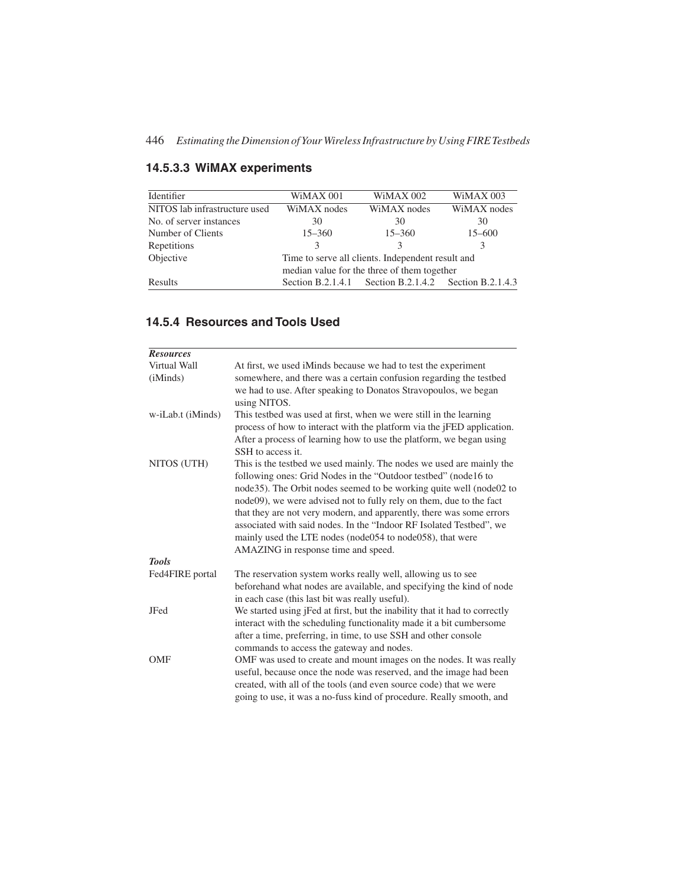#### 14.5.3.3 WiMAX experiments

| Identifier | WiMAX 001 | WiMAX 002 | WiMAX 003 |
|---|---|---|---|
| NITOS lab infrastructure used | WiMAX nodes | WiMAX nodes | WiMAX nodes |
| No. of server instances | 30 | 30 | 30 |
| Number of Clients | 15–360 | 15–360 | 15–600 |
| Repetitions | 3 | 3 | 3 |
| Objective | Time to serve all clients. Independent result and median value for the three of them together | | |
| Results | Section B.2.1.4.1 | Section B.2.1.4.2 | Section B.2.1.4.3 |

### 14.5.4 Resources and Tools Used

| | |
|---|---|
| ***Resources*** | |
| Virtual Wall (iMinds) | At first, we used iMinds because we had to test the experiment somewhere, and there was a certain confusion regarding the testbed we had to use. After speaking to Donatos Stravopoulos, we began using NITOS. |
| w-iLab.t (iMinds) | This testbed was used at first, when we were still in the learning process of how to interact with the platform via the jFED application. After a process of learning how to use the platform, we began using SSH to access it. |
| NITOS (UTH) | This is the testbed we used mainly. The nodes we used are mainly the following ones: Grid Nodes in the "Outdoor testbed" (node16 to node35). The Orbit nodes seemed to be working quite well (node02 to node09), we were advised not to fully rely on them, due to the fact that they are not very modern, and apparently, there was some errors associated with said nodes. In the "Indoor RF Isolated Testbed", we mainly used the LTE nodes (node054 to node058), that were AMAZING in response time and speed. |
| ***Tools*** | |
| Fed4FIRE portal | The reservation system works really well, allowing us to see beforehand what nodes are available, and specifying the kind of node in each case (this last bit was really useful). |
| JFed | We started using jFed at first, but the inability that it had to correctly interact with the scheduling functionality made it a bit cumbersome after a time, preferring, in time, to use SSH and other console commands to access the gateway and nodes. |
| OMF | OMF was used to create and mount images on the nodes. It was really useful, because once the node was reserved, and the image had been created, with all of the tools (and even source code) that we were going to use, it was a no-fuss kind of procedure. Really smooth, and |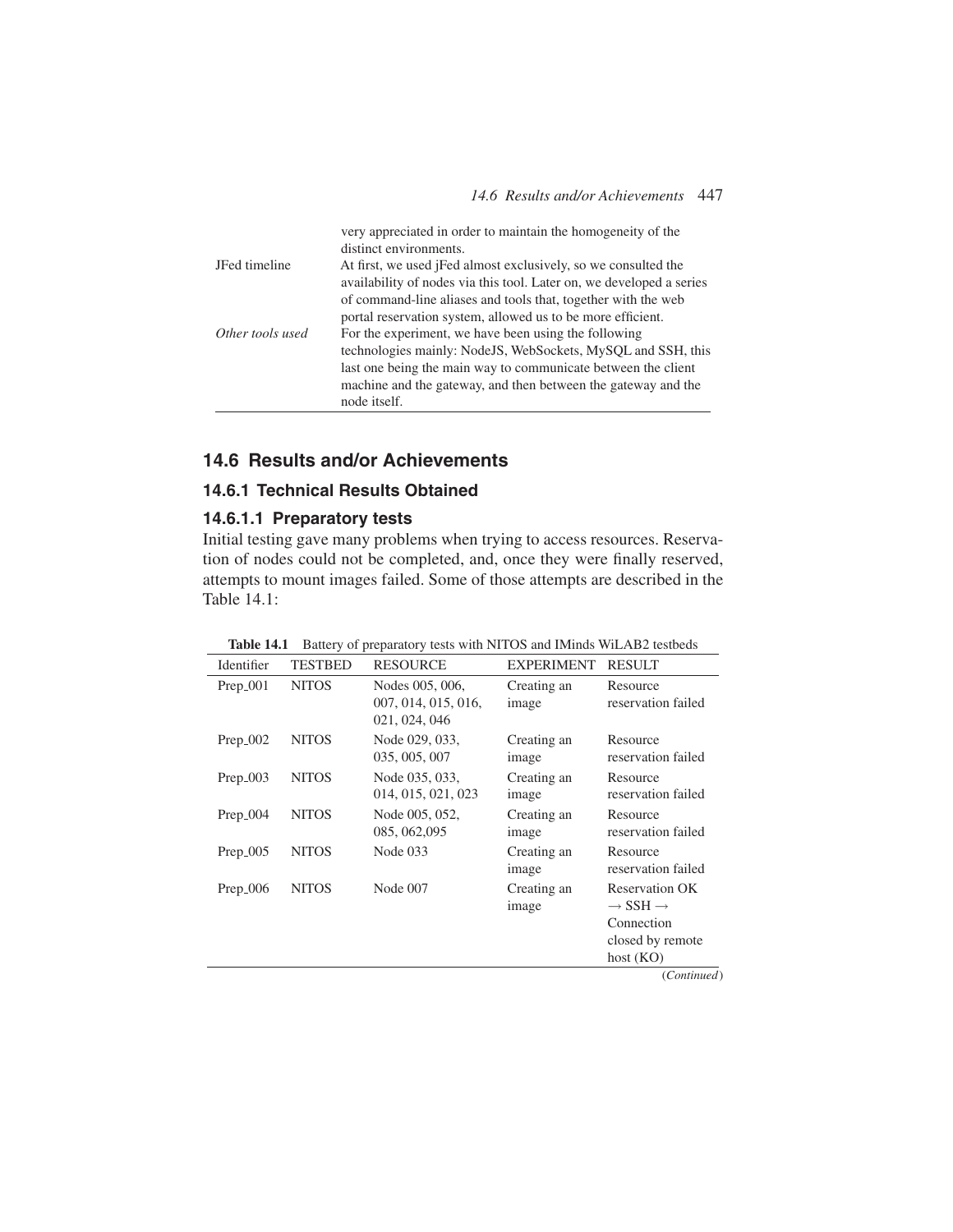| | |
|---|---|
| | very appreciated in order to maintain the homogeneity of the distinct environments. |
| JFed timeline | At first, we used jFed almost exclusively, so we consulted the availability of nodes via this tool. Later on, we developed a series of command-line aliases and tools that, together with the web portal reservation system, allowed us to be more efficient. |
| *Other tools used* | For the experiment, we have been using the following technologies mainly: NodeJS, WebSockets, MySQL and SSH, this last one being the main way to communicate between the client machine and the gateway, and then between the gateway and the node itself. |

## 14.6 Results and/or Achievements

### 14.6.1 Technical Results Obtained

#### 14.6.1.1 Preparatory tests

Initial testing gave many problems when trying to access resources. Reservation of nodes could not be completed, and, once they were finally reserved, attempts to mount images failed. Some of those attempts are described in the Table 14.1:

**Table 14.1** Battery of preparatory tests with NITOS and IMinds WiLAB2 testbeds

| Identifier | TESTBED | RESOURCE | EXPERIMENT | RESULT |
|---|---|---|---|---|
| Prep_001 | NITOS | Nodes 005, 006, 007, 014, 015, 016, 021, 024, 046 | Creating an image | Resource reservation failed |
| Prep_002 | NITOS | Node 029, 033, 035, 005, 007 | Creating an image | Resource reservation failed |
| Prep_003 | NITOS | Node 035, 033, 014, 015, 021, 023 | Creating an image | Resource reservation failed |
| Prep_004 | NITOS | Node 005, 052, 085, 062,095 | Creating an image | Resource reservation failed |
| Prep_005 | NITOS | Node 033 | Creating an image | Resource reservation failed |
| Prep_006 | NITOS | Node 007 | Creating an image | Reservation OK $\rightarrow$ SSH $\rightarrow$ Connection closed by remote host (KO) |

(*Continued*)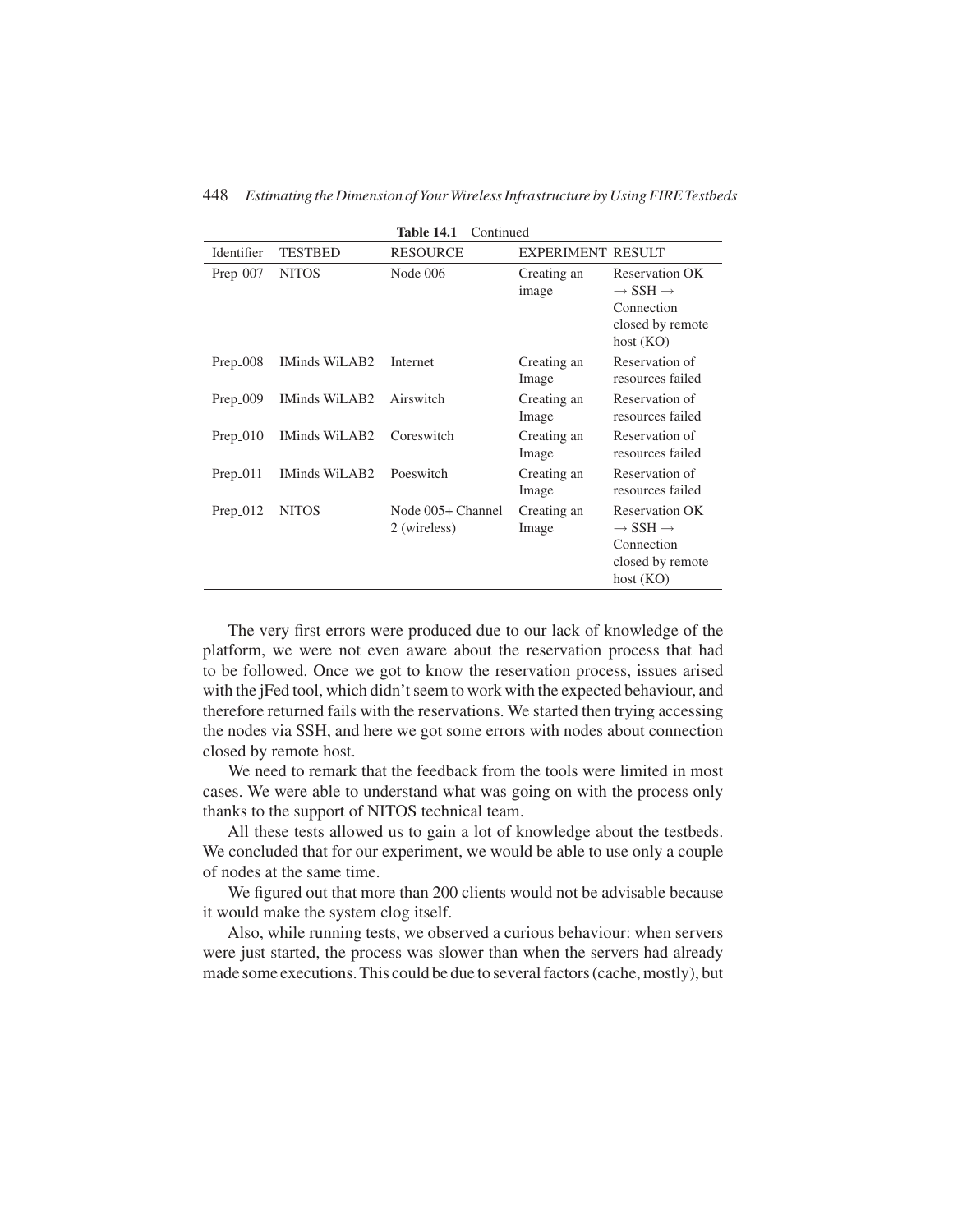**Table 14.1** Continued

| Identifier | TESTBED | RESOURCE | EXPERIMENT | RESULT |
|---|---|---|---|---|
| Prep_007 | NITOS | Node 006 | Creating an image | Reservation OK → SSH → Connection closed by remote host (KO) |
| Prep_008 | IMinds WiLAB2 | Internet | Creating an Image | Reservation of resources failed |
| Prep_009 | IMinds WiLAB2 | Airswitch | Creating an Image | Reservation of resources failed |
| Prep_010 | IMinds WiLAB2 | Coreswitch | Creating an Image | Reservation of resources failed |
| Prep_011 | IMinds WiLAB2 | Poeswitch | Creating an Image | Reservation of resources failed |
| Prep_012 | NITOS | Node 005+ Channel 2 (wireless) | Creating an Image | Reservation OK → SSH → Connection closed by remote host (KO) |

The very first errors were produced due to our lack of knowledge of the platform, we were not even aware about the reservation process that had to be followed. Once we got to know the reservation process, issues arised with the jFed tool, which didn't seem to work with the expected behaviour, and therefore returned fails with the reservations. We started then trying accessing the nodes via SSH, and here we got some errors with nodes about connection closed by remote host.

We need to remark that the feedback from the tools were limited in most cases. We were able to understand what was going on with the process only thanks to the support of NITOS technical team.

All these tests allowed us to gain a lot of knowledge about the testbeds. We concluded that for our experiment, we would be able to use only a couple of nodes at the same time.

We figured out that more than 200 clients would not be advisable because it would make the system clog itself.

Also, while running tests, we observed a curious behaviour: when servers were just started, the process was slower than when the servers had already made some executions. This could be due to several factors (cache, mostly), but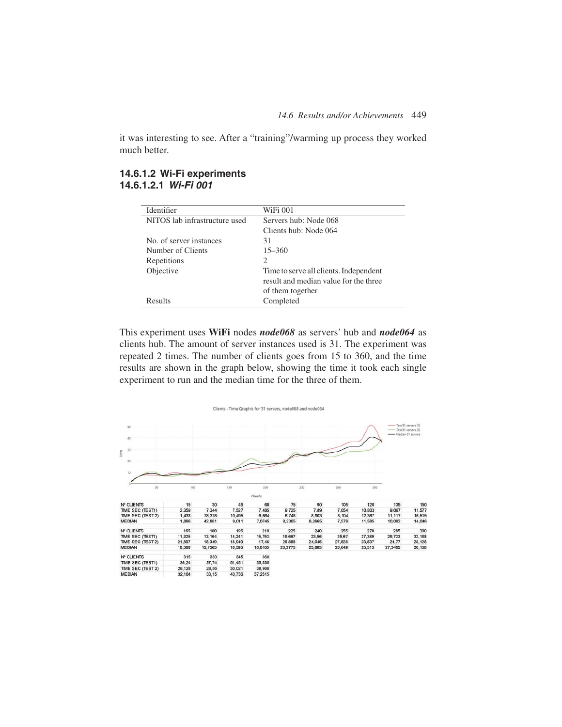it was interesting to see. After a "training"/warming up process they worked much better.

#### 14.6.1.2 Wi-Fi experiments

##### 14.6.1.2.1 *Wi-Fi 001*

| Identifier | WiFi 001 |
|---|---|
| NITOS lab infrastructure used | Servers hub: Node 068<br>Clients hub: Node 064 |
| No. of server instances | 31 |
| Number of Clients | 15–360 |
| Repetitions | 2 |
| Objective | Time to serve all clients. Independent result and median value for the three of them together |
| Results | Completed |

This experiment uses **WiFi** nodes ***node068*** as servers' hub and ***node064*** as clients hub. The amount of server instances used is 31. The experiment was repeated 2 times. The number of clients goes from 15 to 360, and the time results are shown in the graph below, showing the time it took each single experiment to run and the median time for the three of them.

Clients - Time Graphic for 31 servers, node068 and node064

| Nº CLIENTS | 15 | 30 | 45 | 60 | 75 | 90 | 105 | 120 | 135 | 150 |
|---|---|---|---|---|---|---|---|---|---|---|
| TIME SEC (TEST1) | 2,359 | 7,344 | 7,527 | 7,485 | 9,725 | 7,89 | 7,054 | 10,803 | 9,067 | 11,577 |
| TIME SEC (TEST2) | 1,433 | 78,378 | 10,495 | 6,664 | 6,748 | 8,903 | 8,104 | 12,367 | 11,117 | 16,515 |
| MEDIAN | 1,896 | 42,861 | 9,011 | 7,0745 | 8,2365 | 8,3965 | 7,579 | 11,585 | 10,092 | 14,046 |

| Nº CLIENTS | 165 | 180 | 195 | 210 | 225 | 240 | 255 | 270 | 285 | 300 |
|---|---|---|---|---|---|---|---|---|---|---|
| TIME SEC (TEST1) | 11,325 | 13,164 | 14,241 | 15,753 | 19,667 | 23,56 | 25,67 | 27,389 | 29,723 | 32,188 |
| TIME SEC (TEST2) | 21,807 | 18,349 | 18,949 | 17,48 | 26,888 | 24,046 | 27,628 | 23,637 | 24,77 | 28,128 |
| MEDIAN | 16,566 | 15,7565 | 16,595 | 16,6165 | 23,2775 | 23,803 | 26,649 | 25,513 | 27,2465 | 30,158 |

| Nº CLIENTS | 315 | 330 | 345 | 360 |
|---|---|---|---|---|
| TIME SEC (TEST1) | 36,24 | 37,74 | 51,451 | 35,535 |
| TIME SEC (TEST2) | 28,128 | 28,56 | 30,021 | 38,968 |
| MEDIAN | 32,184 | 33,15 | 40,736 | 37,2515 |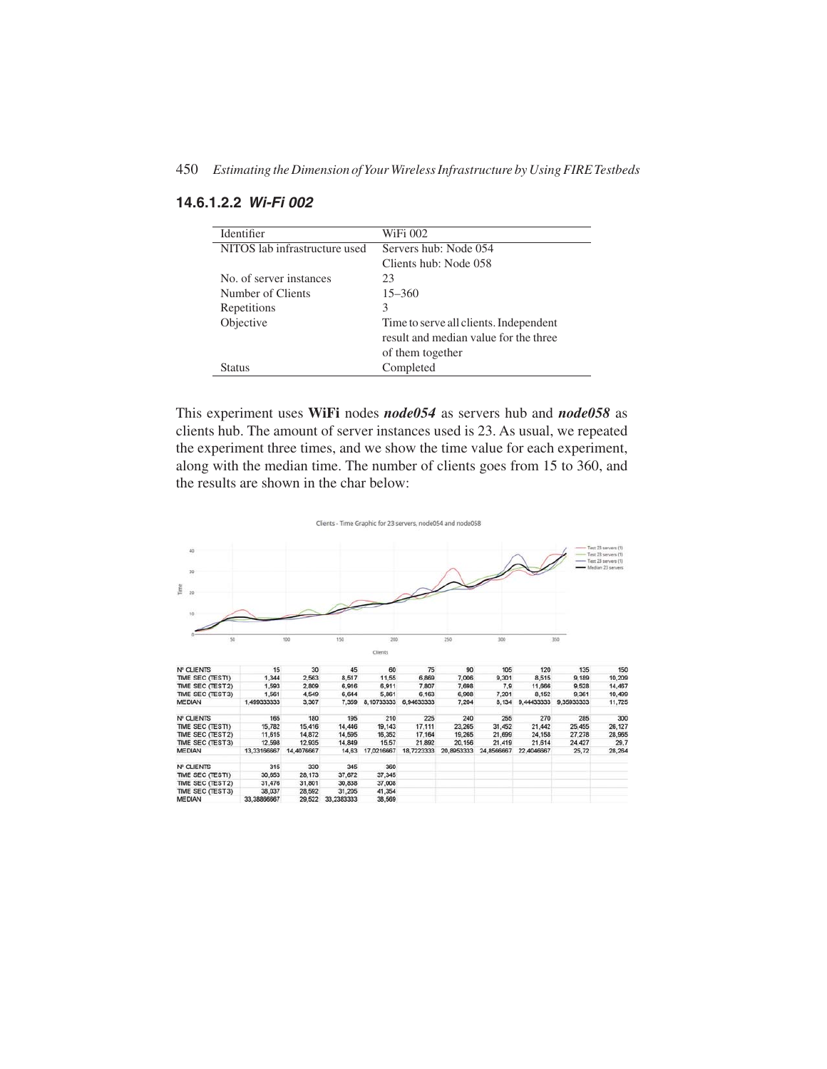#### 14.6.1.2.2 *Wi-Fi 002*

| Identifier | WiFi 002 |
|---|---|
| NITOS lab infrastructure used | Servers hub: Node 054<br>Clients hub: Node 058 |
| No. of server instances | 23 |
| Number of Clients | 15–360 |
| Repetitions | 3 |
| Objective | Time to serve all clients. Independent result and median value for the three of them together |
| Status | Completed |

This experiment uses **WiFi** nodes ***node054*** as servers hub and ***node058*** as clients hub. The amount of server instances used is 23. As usual, we repeated the experiment three times, and we show the time value for each experiment, along with the median time. The number of clients goes from 15 to 360, and the results are shown in the char below:

Clients - Time Graphic for 23 servers, node054 and node058

| Nº CLIENTS | 15 | 30 | 45 | 60 | 75 | 90 | 105 | 120 | 135 | 150 |
|---|---|---|---|---|---|---|---|---|---|---|
| TIME SEC (TEST1) | 1,344 | 2,563 | 8,517 | 11,55 | 6,869 | 7,006 | 9,301 | 8,515 | 9,189 | 10,209 |
| TIME SEC (TEST2) | 1,593 | 2,809 | 6,916 | 6,911 | 7,807 | 7,698 | 7,9 | 11,666 | 9,528 | 14,467 |
| TIME SEC (TEST3) | 1,561 | 4,549 | 6,644 | 5,861 | 6,163 | 6,908 | 7,201 | 8,152 | 9,361 | 10,499 |
| MEDIAN | 1,499333333 | 3,307 | 7,359 | 8,10733333 | 6,94633333 | 7,204 | 8,134 | 9,44433333 | 9,35933333 | 11,725 |
| **Nº CLIENTS** | **165** | **180** | **195** | **210** | **225** | **240** | **255** | **270** | **285** | **300** |
| TIME SEC (TEST1) | 15,782 | 15,416 | 14,446 | 19,143 | 17,111 | 23,265 | 31,452 | 21,442 | 25,455 | 26,127 |
| TIME SEC (TEST2) | 11,615 | 14,872 | 14,595 | 16,352 | 17,164 | 19,265 | 21,699 | 24,158 | 27,278 | 28,965 |
| TIME SEC (TEST3) | 12,598 | 12,935 | 14,849 | 15,57 | 21,892 | 20,156 | 21,419 | 21,614 | 24,427 | 29,7 |
| MEDIAN | 13,33166667 | 14,4076667 | 14,63 | 17,0216667 | 18,7223333 | 20,8953333 | 24,8566667 | 22,4046667 | 25,72 | 28,264 |
| **Nº CLIENTS** | **315** | **330** | **345** | **360** | | | | | | |
| TIME SEC (TEST1) | 30,653 | 28,173 | 37,672 | 37,345 | | | | | | |
| TIME SEC (TEST2) | 31,476 | 31,801 | 30,838 | 37,008 | | | | | | |
| TIME SEC (TEST3) | 38,037 | 28,592 | 31,205 | 41,354 | | | | | | |
| MEDIAN | 33,38866667 | 29,522 | 33,2383333 | 38,569 | | | | | | |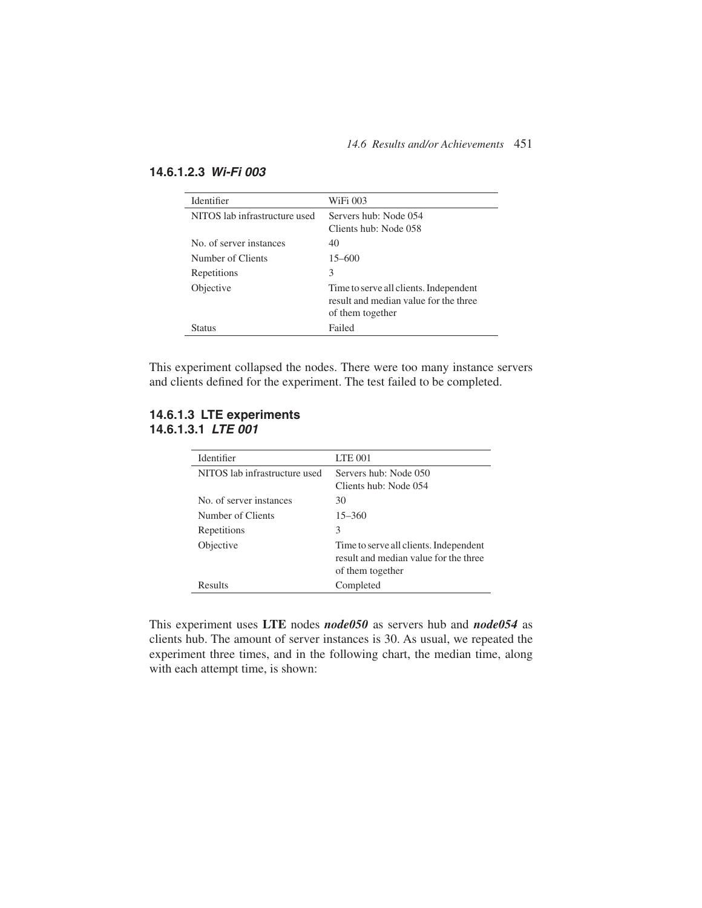#### 14.6.1.2.3 *Wi-Fi 003*

| Identifier | WiFi 003 |
|---|---|
| NITOS lab infrastructure used | Servers hub: Node 054<br>Clients hub: Node 058 |
| No. of server instances | 40 |
| Number of Clients | 15–600 |
| Repetitions | 3 |
| Objective | Time to serve all clients. Independent result and median value for the three of them together |
| Status | Failed |

This experiment collapsed the nodes. There were too many instance servers and clients defined for the experiment. The test failed to be completed.

### 14.6.1.3 LTE experiments

#### 14.6.1.3.1 *LTE 001*

| Identifier | LTE 001 |
|---|---|
| NITOS lab infrastructure used | Servers hub: Node 050<br>Clients hub: Node 054 |
| No. of server instances | 30 |
| Number of Clients | 15–360 |
| Repetitions | 3 |
| Objective | Time to serve all clients. Independent result and median value for the three of them together |
| Results | Completed |

This experiment uses **LTE** nodes ***node050*** as servers hub and ***node054*** as clients hub. The amount of server instances is 30. As usual, we repeated the experiment three times, and in the following chart, the median time, along with each attempt time, is shown: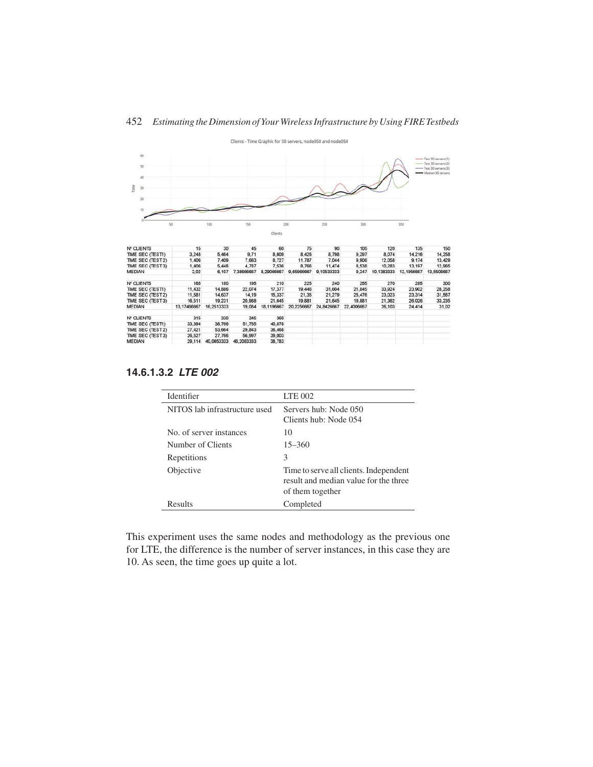Clients - Time Graphic for 30 servers, node050 and node054

| Nº CLIENTS | 15 | 30 | 45 | 60 | 75 | 90 | 105 | 120 | 135 | 150 |
|---|---|---|---|---|---|---|---|---|---|---|
| TIME SEC (TEST1) | 3,248 | 5,464 | 9,71 | 8,609 | 8,426 | 8,798 | 9,297 | 8,074 | 14,216 | 14,258 |
| TIME SEC (TEST2) | 1,406 | 7,409 | 7,663 | 8,727 | 11,787 | 7,044 | 9,906 | 12,058 | 9,174 | 13,429 |
| TIME SEC (TEST3) | 1,406 | 5,448 | 4,787 | 7,536 | 8,766 | 11,474 | 8,538 | 10,283 | 13,197 | 12,965 |
| MEDIAN | 2,02 | 6,107 | 7,38666667 | 8,29066667 | 9,65966667 | 9,10533333 | 9,247 | 10,1383333 | 12,1956667 | 13,5506667 |

| Nº CLIENTS | 165 | 180 | 195 | 210 | 225 | 240 | 255 | 270 | 285 | 300 |
|---|---|---|---|---|---|---|---|---|---|---|
| TIME SEC (TEST1) | 11,432 | 14,886 | 22,074 | 17,377 | 19,446 | 31,604 | 21,845 | 33,924 | 23,902 | 28,258 |
| TIME SEC (TEST2) | 11,581 | 14,637 | 14,19 | 15,337 | 21,35 | 21,279 | 25,476 | 23,023 | 23,314 | 31,567 |
| TIME SEC (TEST3) | 16,511 | 19,231 | 20,988 | 21,645 | 19,881 | 21,645 | 19,881 | 21,362 | 26,026 | 33,235 |
| MEDIAN | 13,17466667 | 16,2513333 | 19,084 | 18,1196667 | 20,2256667 | 24,8426667 | 22,4006667 | 26,103 | 24,414 | 31,02 |

| Nº CLIENTS | 315 | 330 | 345 | 360 |
|---|---|---|---|---|
| TIME SEC (TEST1) | 33,394 | 38,766 | 51,785 | 40,878 |
| TIME SEC (TEST2) | 27,421 | 53,664 | 29,843 | 36,468 |
| TIME SEC (TEST3) | 26,527 | 27,766 | 56,997 | 39,003 |
| MEDIAN | 29,114 | 40,0653333 | 46,2083333 | 38,783 |

#### 14.6.1.3.2 *LTE 002*

| Identifier | LTE 002 |
|---|---|
| NITOS lab infrastructure used | Servers hub: Node 050<br>Clients hub: Node 054 |
| No. of server instances | 10 |
| Number of Clients | 15–360 |
| Repetitions | 3 |
| Objective | Time to serve all clients. Independent result and median value for the three of them together |
| Results | Completed |

This experiment uses the same nodes and methodology as the previous one for LTE, the difference is the number of server instances, in this case they are 10. As seen, the time goes up quite a lot.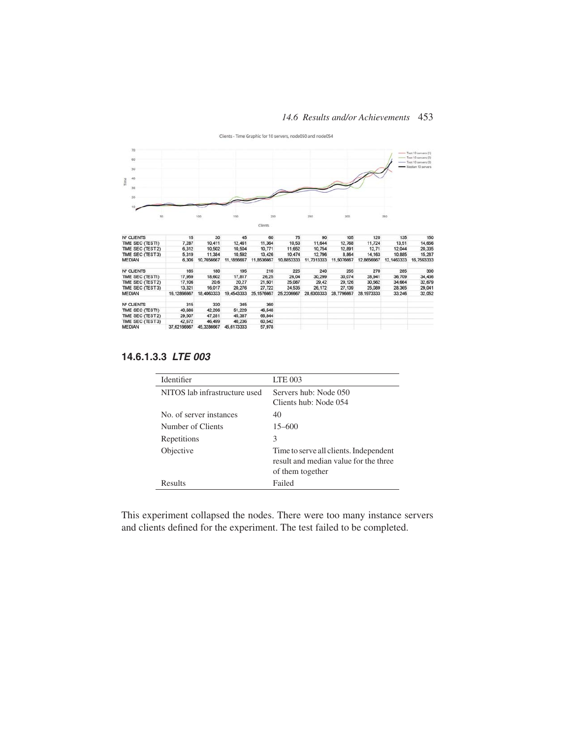Clients - Time Graphic for 10 servers, node050 and node054

| Nº CLIENTS | 15 | 30 | 45 | 60 | 75 | 90 | 105 | 120 | 135 | 150 |
|---|---|---|---|---|---|---|---|---|---|---|
| TIME SEC (TEST1) | 7,287 | 10,411 | 12,461 | 11,364 | 10,53 | 11,644 | 12,768 | 11,724 | 13,51 | 14,656 |
| TIME SEC (TEST2) | 6,312 | 10,502 | 10,504 | 10,771 | 11,652 | 10,754 | 12,891 | 12,71 | 12,044 | 20,335 |
| TIME SEC (TEST3) | 5,319 | 11,384 | 10,592 | 13,426 | 10,474 | 12,796 | 8,864 | 14,163 | 10,885 | 15,287 |
| MEDIAN | 6,306 | 10,7656667 | 11,1856667 | 11,8536667 | 10,8853333 | 11,7313333 | 11,5076667 | 12,8656667 | 12,1463333 | 16,7593333 |

| Nº CLIENTS | 165 | 180 | 195 | 210 | 225 | 240 | 255 | 270 | 285 | 300 |
|---|---|---|---|---|---|---|---|---|---|---|
| TIME SEC (TEST1) | 17,959 | 18,602 | 17,817 | 26,25 | 26,04 | 30,299 | 30,074 | 28,941 | 36,709 | 34,436 |
| TIME SEC (TEST2) | 17,106 | 20,6 | 20,27 | 21,501 | 25,087 | 29,42 | 29,126 | 30,562 | 34,664 | 32,679 |
| TIME SEC (TEST3) | 13,321 | 16,017 | 20,276 | 27,722 | 24,535 | 26,172 | 27,139 | 25,089 | 28,365 | 29,041 |
| MEDIAN | 16,1286667 | 18,4063333 | 19,4543333 | 25,1576667 | 25,2206667 | 28,6303333 | 28,7796667 | 28,1973333 | 33,246 | 32,052 |

| Nº CLIENTS | 315 | 330 | 345 | 360 |
|---|---|---|---|---|
| TIME SEC (TEST1) | 40,886 | 42,206 | 51,229 | 46,548 |
| TIME SEC (TEST2) | 29,507 | 47,281 | 45,387 | 66,844 |
| TIME SEC (TEST3) | 42,572 | 46,499 | 40,236 | 60,542 |
| MEDIAN | 37,6216667 | 45,3286667 | 45,6173333 | 57,978 |

#### 14.6.1.3.3 *LTE 003*

| Identifier | LTE 003 |
|---|---|
| NITOS lab infrastructure used | Servers hub: Node 050<br>Clients hub: Node 054 |
| No. of server instances | 40 |
| Number of Clients | 15–600 |
| Repetitions | 3 |
| Objective | Time to serve all clients. Independent result and median value for the three of them together |
| Results | Failed |

This experiment collapsed the nodes. There were too many instance servers and clients defined for the experiment. The test failed to be completed.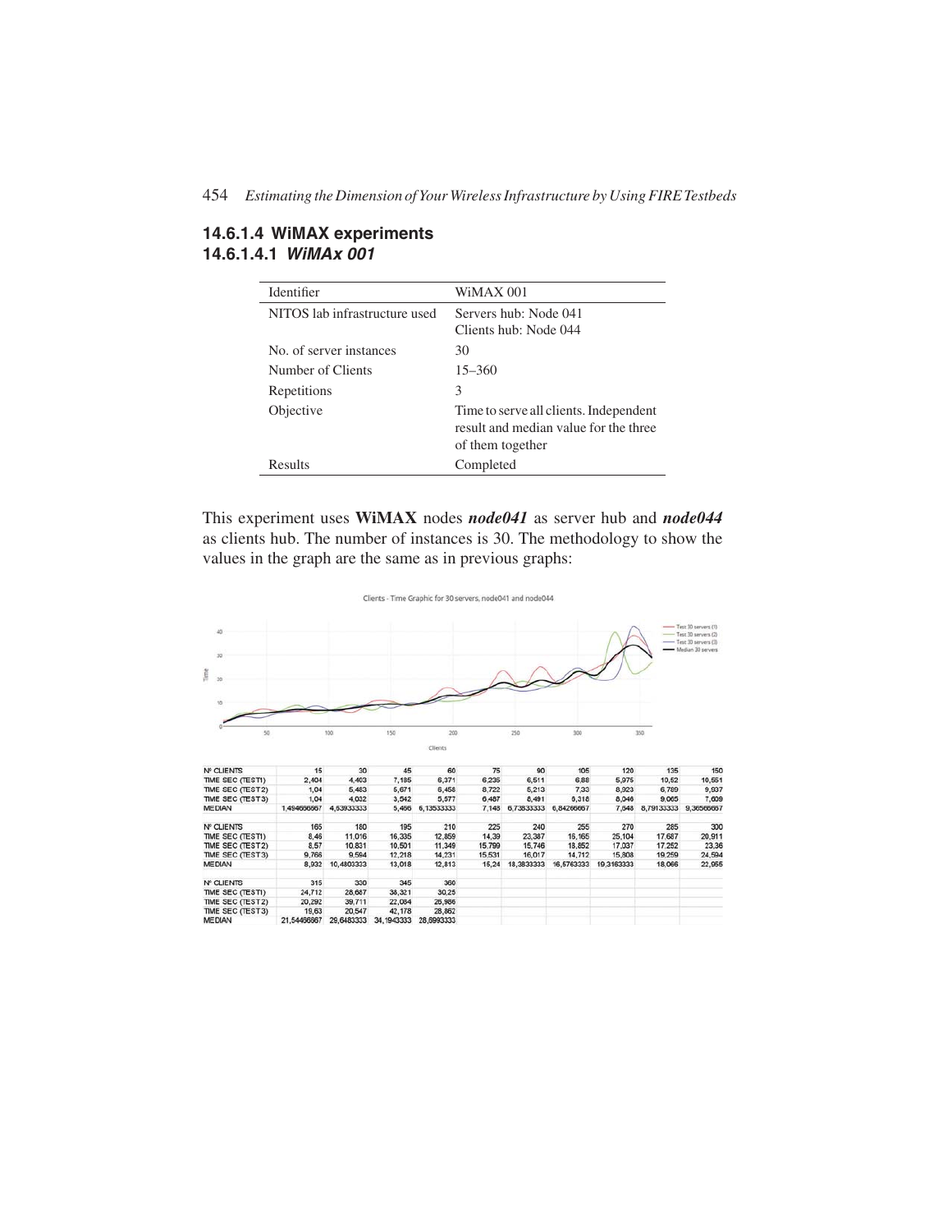#### 14.6.1.4 WiMAX experiments

##### 14.6.1.4.1 *WiMAx 001*

| Identifier | WiMAX 001 |
|---|---|
| NITOS lab infrastructure used | Servers hub: Node 041<br>Clients hub: Node 044 |
| No. of server instances | 30 |
| Number of Clients | 15–360 |
| Repetitions | 3 |
| Objective | Time to serve all clients. Independent result and median value for the three of them together |
| Results | Completed |

This experiment uses **WiMAX** nodes ***node041*** as server hub and ***node044*** as clients hub. The number of instances is 30. The methodology to show the values in the graph are the same as in previous graphs:

| Nº CLIENTS | 15 | 30 | 45 | 60 | 75 | 90 | 105 | 120 | 135 | 150 |
|---|---|---|---|---|---|---|---|---|---|---|
| TIME SEC (TEST1) | 2,404 | 4,403 | 7,185 | 6,371 | 6,235 | 6,511 | 6,88 | 5,975 | 10,52 | 10,551 |
| TIME SEC (TEST2) | 1,04 | 5,483 | 5,671 | 6,458 | 8,722 | 5,213 | 7,33 | 8,923 | 6,789 | 9,937 |
| TIME SEC (TEST3) | 1,04 | 4,032 | 3,542 | 5,577 | 6,487 | 8,491 | 6,318 | 8,046 | 9,065 | 7,609 |
| MEDIAN | 1,49466667 | 4,63933333 | 5,466 | 6,13533333 | 7,148 | 6,73833333 | 6,84266667 | 7,648 | 8,79133333 | 9,36566667 |

| Nº CLIENTS | 165 | 180 | 195 | 210 | 225 | 240 | 255 | 270 | 285 | 300 |
|---|---|---|---|---|---|---|---|---|---|---|
| TIME SEC (TEST1) | 8,46 | 11,016 | 16,335 | 12,859 | 14,39 | 23,387 | 16,165 | 25,104 | 17,687 | 20,911 |
| TIME SEC (TEST2) | 8,57 | 10,831 | 10,501 | 11,349 | 15,799 | 15,746 | 18,852 | 17,037 | 17,252 | 23,36 |
| TIME SEC (TEST3) | 9,766 | 9,564 | 12,218 | 14,231 | 15,531 | 16,017 | 14,712 | 15,808 | 19,259 | 24,594 |
| MEDIAN | 8,932 | 10,4803333 | 13,018 | 12,813 | 15,24 | 18,3833333 | 16,5763333 | 19,3163333 | 18,066 | 22,955 |

| Nº CLIENTS | 315 | 330 | 345 | 360 |
|---|---|---|---|---|
| TIME SEC (TEST1) | 24,712 | 28,687 | 38,321 | 30,25 |
| TIME SEC (TEST2) | 20,292 | 39,711 | 22,084 | 26,986 |
| TIME SEC (TEST3) | 19,63 | 20,547 | 42,178 | 28,862 |
| MEDIAN | 21,5446667 | 29,6483333 | 34,1943333 | 28,6993333 |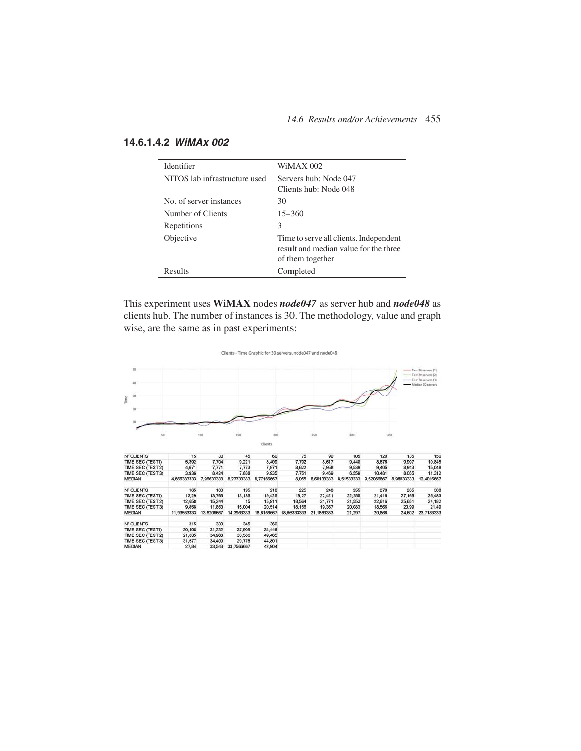#### 14.6.1.4.2 *WiMAx 002*

| Identifier | WiMAX 002 |
|---|---|
| NITOS lab infrastructure used | Servers hub: Node 047<br>Clients hub: Node 048 |
| No. of server instances | 30 |
| Number of Clients | 15–360 |
| Repetitions | 3 |
| Objective | Time to serve all clients. Independent result and median value for the three of them together |
| Results | Completed |

This experiment uses **WiMAX** nodes ***node047*** as server hub and ***node048*** as clients hub. The number of instances is 30. The methodology, value and graph wise, are the same as in past experiments:

Clients - Time Graphic for 30 servers, node047 and node048

| Nº CLIENTS | 15 | 30 | 45 | 60 | 75 | 90 | 105 | 120 | 135 | 150 |
|---|---|---|---|---|---|---|---|---|---|---|
| TIME SEC (TEST1) | 5,392 | 7,704 | 9,221 | 8,409 | 7,792 | 8,617 | 9,448 | 8,676 | 9,997 | 10,845 |
| TIME SEC (TEST2) | 4,671 | 7,771 | 7,773 | 7,971 | 8,622 | 7,958 | 9,539 | 9,405 | 8,913 | 15,048 |
| TIME SEC (TEST3) | 3,936 | 8,424 | 7,838 | 9,935 | 7,751 | 9,469 | 6,559 | 10,481 | 8,055 | 11,312 |
| MEDIAN | 4,666333333 | 7,96633333 | 8,27733333 | 8,77166667 | 8,055 | 8,68133333 | 8,51533333 | 9,52066667 | 8,98833333 | 12,4016667 |

| Nº CLIENTS | 165 | 180 | 195 | 210 | 225 | 240 | 255 | 270 | 285 | 300 |
|---|---|---|---|---|---|---|---|---|---|---|
| TIME SEC (TEST1) | 13,29 | 13,765 | 13,185 | 19,425 | 19,27 | 22,421 | 22,255 | 21,416 | 27,165 | 25,483 |
| TIME SEC (TEST2) | 12,658 | 15,244 | 15 | 15,911 | 18,564 | 21,771 | 21,553 | 22,616 | 25,651 | 24,182 |
| TIME SEC (TEST3) | 9,858 | 11,853 | 15,004 | 20,514 | 18,156 | 19,367 | 20,083 | 18,566 | 20,99 | 21,49 |
| MEDIAN | 11,93533333 | 13,6206667 | 14,3963333 | 18,6166667 | 18,66333333 | 21,1863333 | 21,297 | 20,866 | 24,602 | 23,7183333 |

| Nº CLIENTS | 315 | 330 | 345 | 360 |
|---|---|---|---|---|
| TIME SEC (TEST1) | 30,108 | 31,232 | 37,909 | 34,446 |
| TIME SEC (TEST2) | 21,835 | 34,988 | 33,586 | 49,465 |
| TIME SEC (TEST3) | 31,577 | 34,409 | 29,775 | 44,801 |
| MEDIAN | 27,84 | 33,543 | 33,7566667 | 42,904 |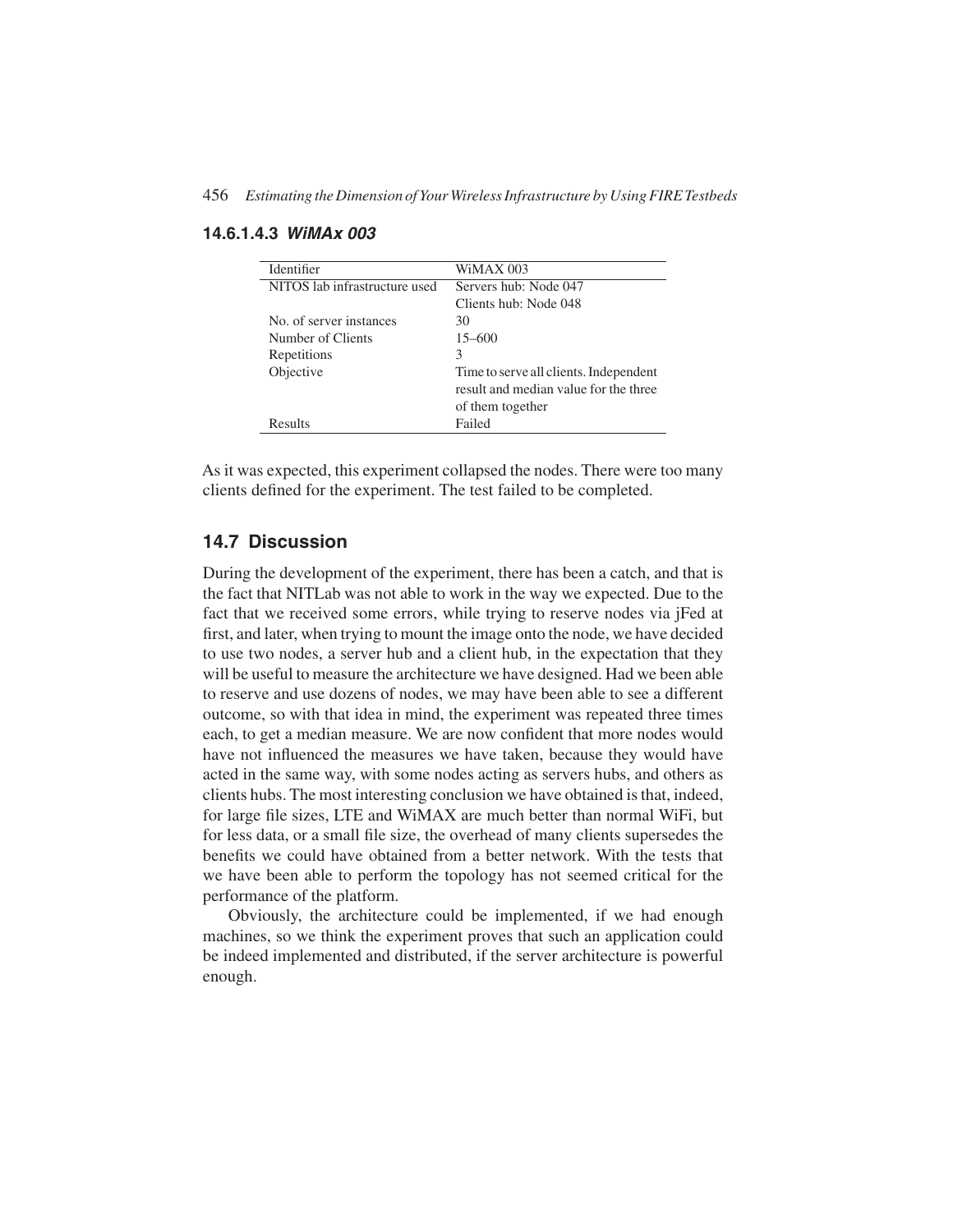#### 14.6.1.4.3 *WiMAx 003*

| Identifier | WiMAX 003 |
|---|---|
| NITOS lab infrastructure used | Servers hub: Node 047<br>Clients hub: Node 048 |
| No. of server instances | 30 |
| Number of Clients | 15–600 |
| Repetitions | 3 |
| Objective | Time to serve all clients. Independent result and median value for the three of them together |
| Results | Failed |

As it was expected, this experiment collapsed the nodes. There were too many clients defined for the experiment. The test failed to be completed.

## 14.7 Discussion

During the development of the experiment, there has been a catch, and that is the fact that NITLab was not able to work in the way we expected. Due to the fact that we received some errors, while trying to reserve nodes via jFed at first, and later, when trying to mount the image onto the node, we have decided to use two nodes, a server hub and a client hub, in the expectation that they will be useful to measure the architecture we have designed. Had we been able to reserve and use dozens of nodes, we may have been able to see a different outcome, so with that idea in mind, the experiment was repeated three times each, to get a median measure. We are now confident that more nodes would have not influenced the measures we have taken, because they would have acted in the same way, with some nodes acting as servers hubs, and others as clients hubs. The most interesting conclusion we have obtained is that, indeed, for large file sizes, LTE and WiMAX are much better than normal WiFi, but for less data, or a small file size, the overhead of many clients supersedes the benefits we could have obtained from a better network. With the tests that we have been able to perform the topology has not seemed critical for the performance of the platform.

Obviously, the architecture could be implemented, if we had enough machines, so we think the experiment proves that such an application could be indeed implemented and distributed, if the server architecture is powerful enough.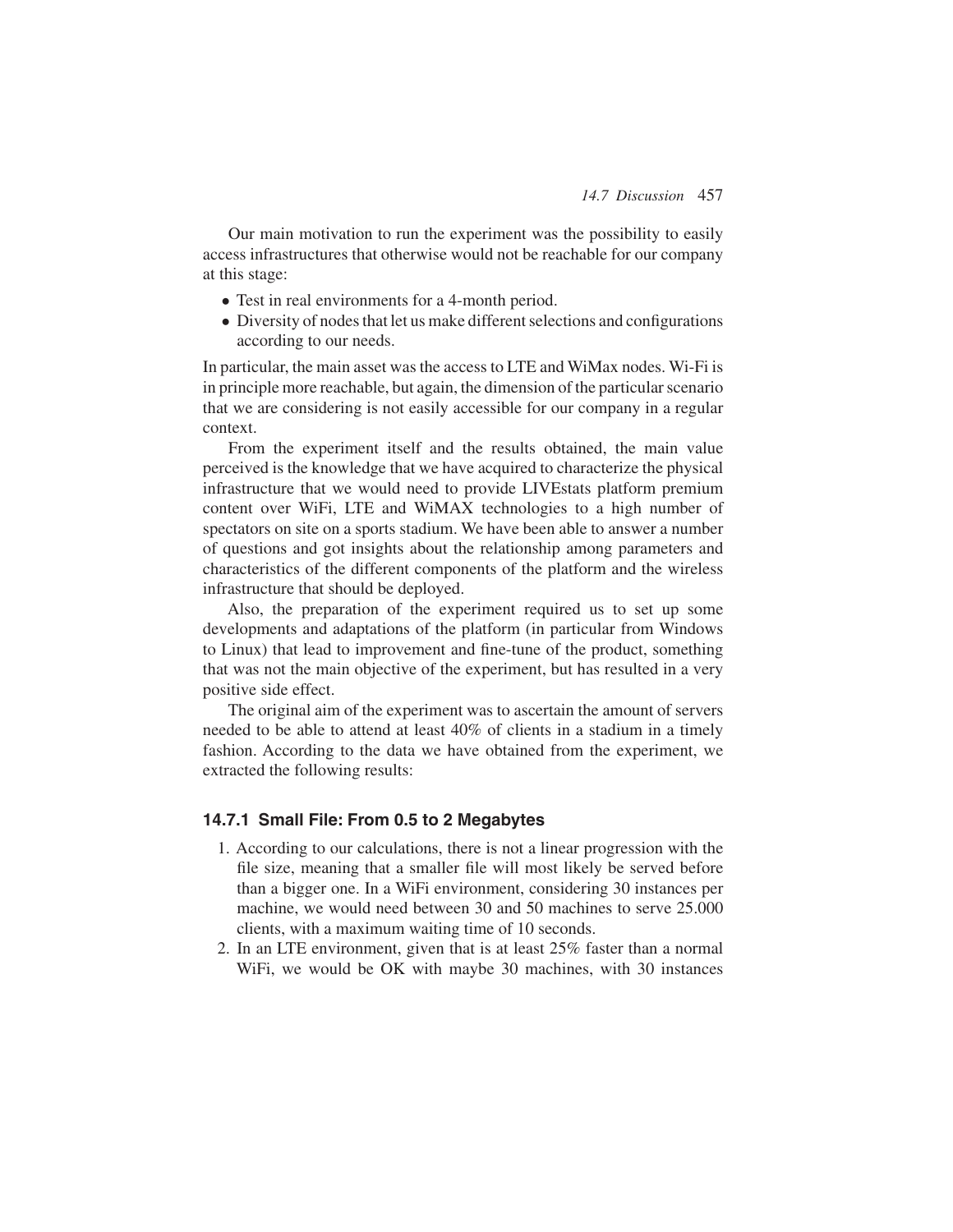Our main motivation to run the experiment was the possibility to easily access infrastructures that otherwise would not be reachable for our company at this stage:

- Test in real environments for a 4-month period.
- Diversity of nodes that let us make different selections and configurations according to our needs.

In particular, the main asset was the access to LTE and WiMax nodes. Wi-Fi is in principle more reachable, but again, the dimension of the particular scenario that we are considering is not easily accessible for our company in a regular context.

From the experiment itself and the results obtained, the main value perceived is the knowledge that we have acquired to characterize the physical infrastructure that we would need to provide LIVEstats platform premium content over WiFi, LTE and WiMAX technologies to a high number of spectators on site on a sports stadium. We have been able to answer a number of questions and got insights about the relationship among parameters and characteristics of the different components of the platform and the wireless infrastructure that should be deployed.

Also, the preparation of the experiment required us to set up some developments and adaptations of the platform (in particular from Windows to Linux) that lead to improvement and fine-tune of the product, something that was not the main objective of the experiment, but has resulted in a very positive side effect.

The original aim of the experiment was to ascertain the amount of servers needed to be able to attend at least 40% of clients in a stadium in a timely fashion. According to the data we have obtained from the experiment, we extracted the following results:

### 14.7.1 Small File: From 0.5 to 2 Megabytes

1. According to our calculations, there is not a linear progression with the file size, meaning that a smaller file will most likely be served before than a bigger one. In a WiFi environment, considering 30 instances per machine, we would need between 30 and 50 machines to serve 25.000 clients, with a maximum waiting time of 10 seconds.
2. In an LTE environment, given that is at least 25% faster than a normal WiFi, we would be OK with maybe 30 machines, with 30 instances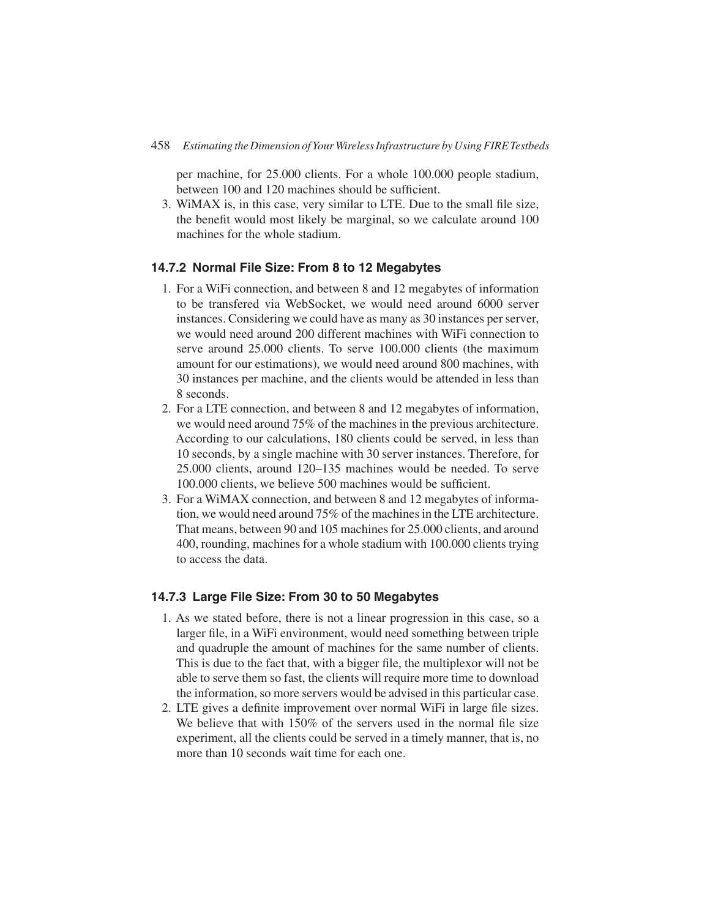per machine, for 25.000 clients. For a whole 100.000 people stadium, between 100 and 120 machines should be sufficient.

3. WiMAX is, in this case, very similar to LTE. Due to the small file size, the benefit would most likely be marginal, so we calculate around 100 machines for the whole stadium.

### 14.7.2 Normal File Size: From 8 to 12 Megabytes

1. For a WiFi connection, and between 8 and 12 megabytes of information to be transfered via WebSocket, we would need around 6000 server instances. Considering we could have as many as 30 instances per server, we would need around 200 different machines with WiFi connection to serve around 25.000 clients. To serve 100.000 clients (the maximum amount for our estimations), we would need around 800 machines, with 30 instances per machine, and the clients would be attended in less than 8 seconds.
2. For a LTE connection, and between 8 and 12 megabytes of information, we would need around 75% of the machines in the previous architecture. According to our calculations, 180 clients could be served, in less than 10 seconds, by a single machine with 30 server instances. Therefore, for 25.000 clients, around 120–135 machines would be needed. To serve 100.000 clients, we believe 500 machines would be sufficient.
3. For a WiMAX connection, and between 8 and 12 megabytes of information, we would need around 75% of the machines in the LTE architecture. That means, between 90 and 105 machines for 25.000 clients, and around 400, rounding, machines for a whole stadium with 100.000 clients trying to access the data.

### 14.7.3 Large File Size: From 30 to 50 Megabytes

1. As we stated before, there is not a linear progression in this case, so a larger file, in a WiFi environment, would need something between triple and quadruple the amount of machines for the same number of clients. This is due to the fact that, with a bigger file, the multiplexor will not be able to serve them so fast, the clients will require more time to download the information, so more servers would be advised in this particular case.
2. LTE gives a definite improvement over normal WiFi in large file sizes. We believe that with 150% of the servers used in the normal file size experiment, all the clients could be served in a timely manner, that is, no more than 10 seconds wait time for each one.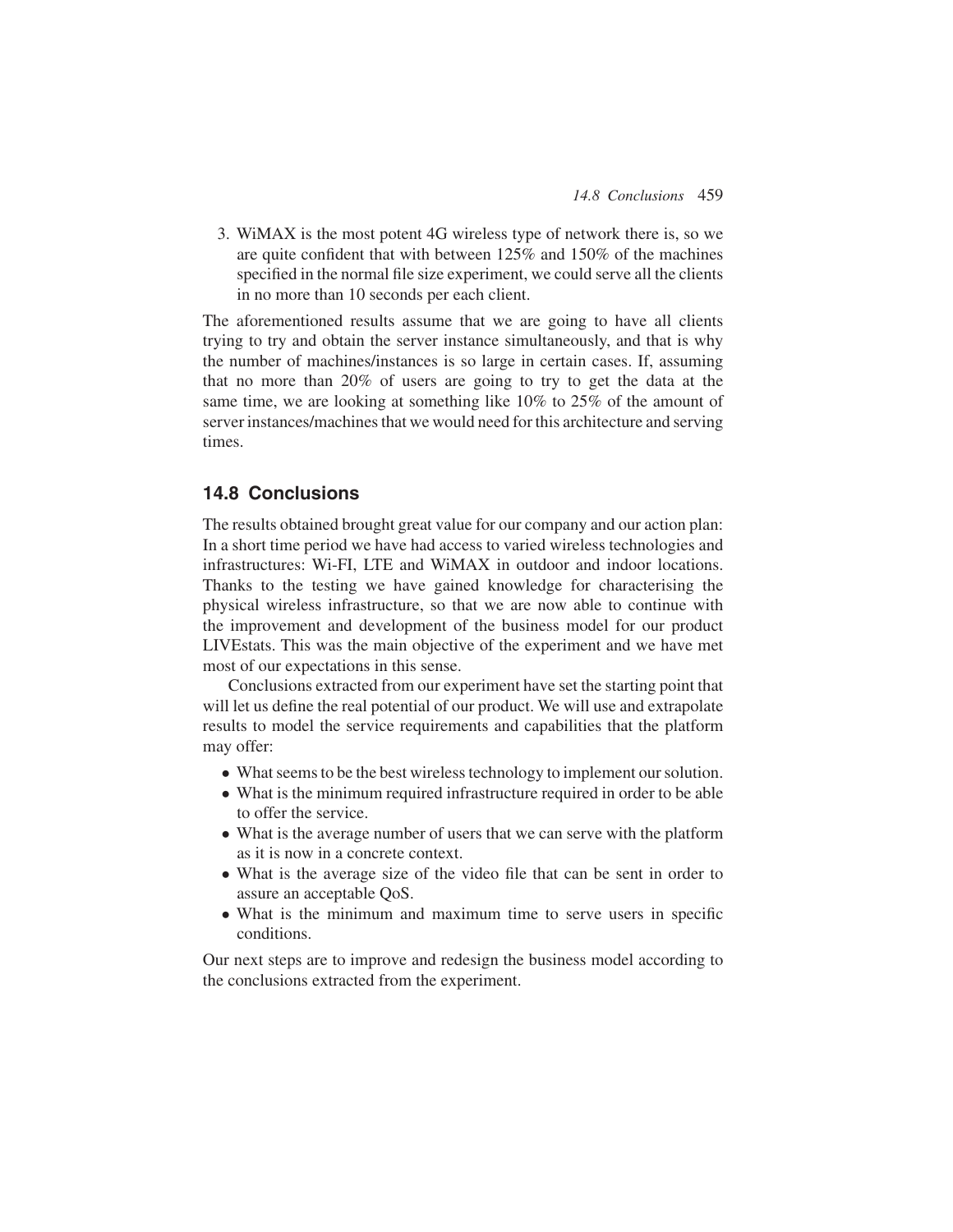3. WiMAX is the most potent 4G wireless type of network there is, so we are quite confident that with between 125% and 150% of the machines specified in the normal file size experiment, we could serve all the clients in no more than 10 seconds per each client.

The aforementioned results assume that we are going to have all clients trying to try and obtain the server instance simultaneously, and that is why the number of machines/instances is so large in certain cases. If, assuming that no more than 20% of users are going to try to get the data at the same time, we are looking at something like 10% to 25% of the amount of server instances/machines that we would need for this architecture and serving times.

## 14.8 Conclusions

The results obtained brought great value for our company and our action plan: In a short time period we have had access to varied wireless technologies and infrastructures: Wi-FI, LTE and WiMAX in outdoor and indoor locations. Thanks to the testing we have gained knowledge for characterising the physical wireless infrastructure, so that we are now able to continue with the improvement and development of the business model for our product LIVEstats. This was the main objective of the experiment and we have met most of our expectations in this sense.

Conclusions extracted from our experiment have set the starting point that will let us define the real potential of our product. We will use and extrapolate results to model the service requirements and capabilities that the platform may offer:

- What seems to be the best wireless technology to implement our solution.
- What is the minimum required infrastructure required in order to be able to offer the service.
- What is the average number of users that we can serve with the platform as it is now in a concrete context.
- What is the average size of the video file that can be sent in order to assure an acceptable QoS.
- What is the minimum and maximum time to serve users in specific conditions.

Our next steps are to improve and redesign the business model according to the conclusions extracted from the experiment.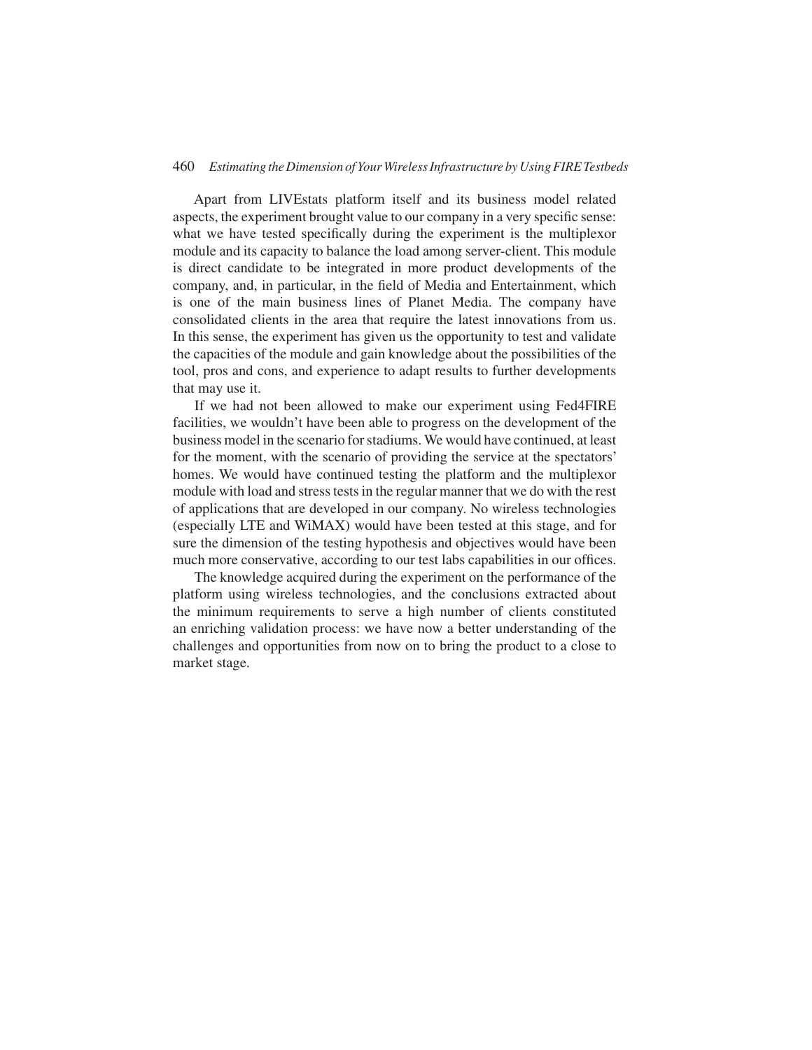Apart from LIVEstats platform itself and its business model related aspects, the experiment brought value to our company in a very specific sense: what we have tested specifically during the experiment is the multiplexor module and its capacity to balance the load among server-client. This module is direct candidate to be integrated in more product developments of the company, and, in particular, in the field of Media and Entertainment, which is one of the main business lines of Planet Media. The company have consolidated clients in the area that require the latest innovations from us. In this sense, the experiment has given us the opportunity to test and validate the capacities of the module and gain knowledge about the possibilities of the tool, pros and cons, and experience to adapt results to further developments that may use it.

If we had not been allowed to make our experiment using Fed4FIRE facilities, we wouldn't have been able to progress on the development of the business model in the scenario for stadiums. We would have continued, at least for the moment, with the scenario of providing the service at the spectators' homes. We would have continued testing the platform and the multiplexor module with load and stress tests in the regular manner that we do with the rest of applications that are developed in our company. No wireless technologies (especially LTE and WiMAX) would have been tested at this stage, and for sure the dimension of the testing hypothesis and objectives would have been much more conservative, according to our test labs capabilities in our offices.

The knowledge acquired during the experiment on the performance of the platform using wireless technologies, and the conclusions extracted about the minimum requirements to serve a high number of clients constituted an enriching validation process: we have now a better understanding of the challenges and opportunities from now on to bring the product to a close to market stage.